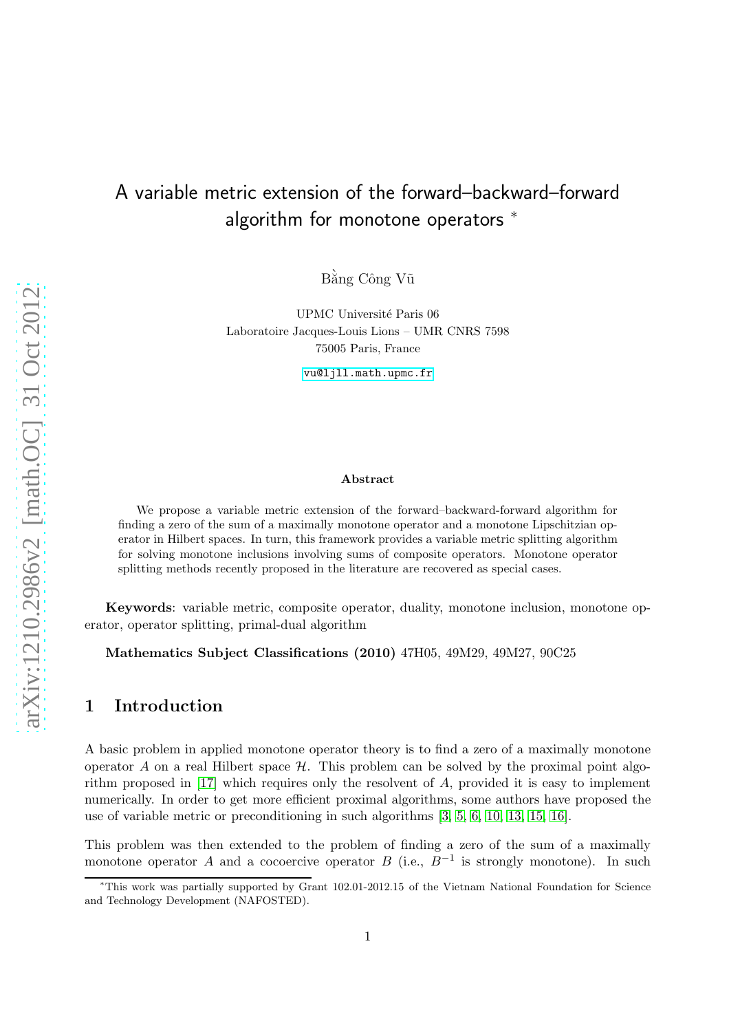# A variable metric extension of the forward–backward–forward algorithm for monotone operators *

Bằng Công Vũ

UPMC Université Paris 06
Laboratoire Jacques-Louis Lions – UMR CNRS 7598
75005 Paris, France

vu@ljll.math.upmc.fr

### Abstract

We propose a variable metric extension of the forward–backward-forward algorithm for finding a zero of the sum of a maximally monotone operator and a monotone Lipschitzian operator in Hilbert spaces. In turn, this framework provides a variable metric splitting algorithm for solving monotone inclusions involving sums of composite operators. Monotone operator splitting methods recently proposed in the literature are recovered as special cases.

**Keywords**: variable metric, composite operator, duality, monotone inclusion, monotone operator, operator splitting, primal-dual algorithm

**Mathematics Subject Classifications (2010)** 47H05, 49M29, 49M27, 90C25

## 1 Introduction

A basic problem in applied monotone operator theory is to find a zero of a maximally monotone operator $A$ on a real Hilbert space $\mathcal{H}$. This problem can be solved by the proximal point algorithm proposed in [17] which requires only the resolvent of $A$, provided it is easy to implement numerically. In order to get more efficient proximal algorithms, some authors have proposed the use of variable metric or preconditioning in such algorithms [3, 5, 6, 10, 13, 15, 16].

This problem was then extended to the problem of finding a zero of the sum of a maximally monotone operator $A$ and a cocoercive operator $B$ (i.e., $B^{-1}$ is strongly monotone). In such

*This work was partially supported by Grant 102.01-2012.15 of the Vietnam National Foundation for Science and Technology Development (NAFOSTED).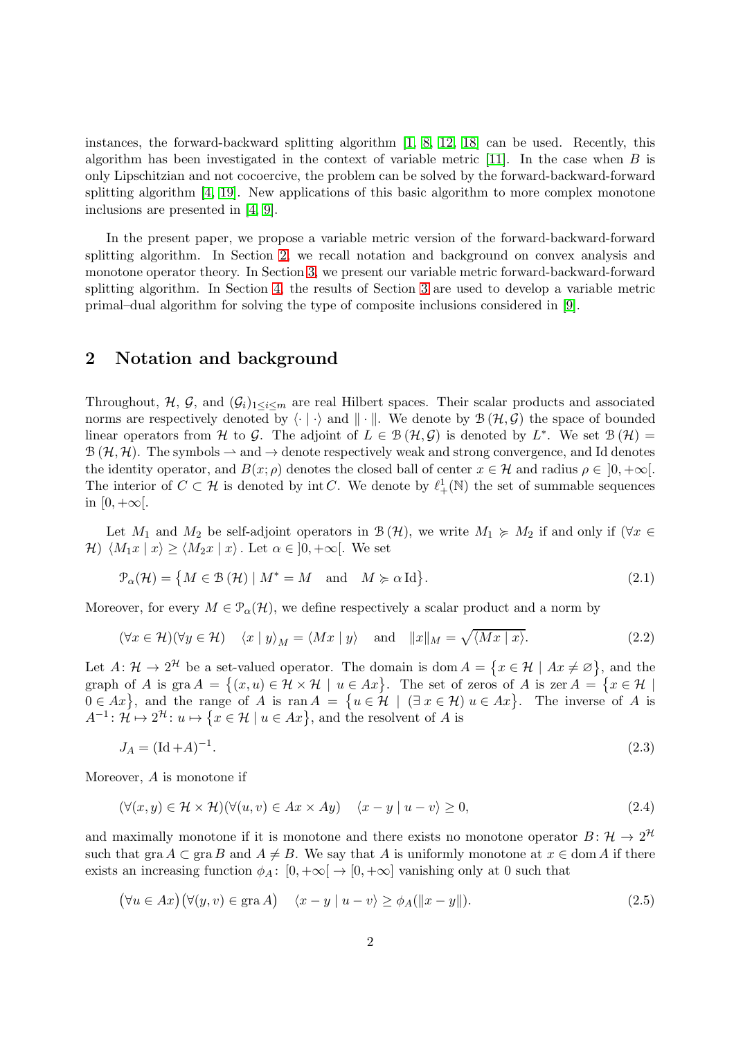instances, the forward-backward splitting algorithm [1, 8, 12, 18] can be used. Recently, this algorithm has been investigated in the context of variable metric [11]. In the case when $B$ is only Lipschitzian and not cocoercive, the problem can be solved by the forward-backward-forward splitting algorithm [4, 19]. New applications of this basic algorithm to more complex monotone inclusions are presented in [4, 9].

In the present paper, we propose a variable metric version of the forward-backward-forward splitting algorithm. In Section 2, we recall notation and background on convex analysis and monotone operator theory. In Section 3, we present our variable metric forward-backward-forward splitting algorithm. In Section 4, the results of Section 3 are used to develop a variable metric primal–dual algorithm for solving the type of composite inclusions considered in [9].

## 2 Notation and background

Throughout, $\mathcal{H}$, $\mathcal{G}$, and $(\mathcal{G}_i)_{1\leq i\leq m}$ are real Hilbert spaces. Their scalar products and associated norms are respectively denoted by $\langle \cdot \mid \cdot \rangle$ and $\|\cdot\|$. We denote by $\mathcal{B}(\mathcal{H},\mathcal{G})$ the space of bounded linear operators from $\mathcal{H}$ to $\mathcal{G}$. The adjoint of $L \in \mathcal{B}(\mathcal{H},\mathcal{G})$ is denoted by $L^*$. We set $\mathcal{B}(\mathcal{H}) = \mathcal{B}(\mathcal{H},\mathcal{H})$. The symbols $\rightharpoonup$ and $\to$ denote respectively weak and strong convergence, and $\mathrm{Id}$ denotes the identity operator, and $B(x;\rho)$ denotes the closed ball of center $x \in \mathcal{H}$ and radius $\rho \in \left]0,+\infty\right[$. The interior of $C \subset \mathcal{H}$ is denoted by $\operatorname{int} C$. We denote by $\ell_+^1(\mathbb{N})$ the set of summable sequences in $\left[0,+\infty\right[$.

Let $M_1$ and $M_2$ be self-adjoint operators in $\mathcal{B}(\mathcal{H})$, we write $M_1 \succcurlyeq M_2$ if and only if $(\forall x \in \mathcal{H})\ \langle M_1 x \mid x\rangle \geq \langle M_2 x \mid x\rangle$. Let $\alpha \in \left]0,+\infty\right[$. We set

$$\mathcal{P}_\alpha(\mathcal{H}) = \big\{ M \in \mathcal{B}(\mathcal{H}) \mid M^* = M \quad \text{and} \quad M \succcurlyeq \alpha\,\mathrm{Id} \big\}. \tag{2.1}$$

Moreover, for every $M \in \mathcal{P}_\alpha(\mathcal{H})$, we define respectively a scalar product and a norm by

$$(\forall x \in \mathcal{H})(\forall y \in \mathcal{H}) \quad \langle x \mid y\rangle_M = \langle Mx \mid y\rangle \quad \text{and} \quad \|x\|_M = \sqrt{\langle Mx \mid x\rangle}. \tag{2.2}$$

Let $A\colon \mathcal{H} \to 2^{\mathcal{H}}$ be a set-valued operator. The domain is $\operatorname{dom} A = \big\{x \in \mathcal{H} \mid Ax \neq \varnothing\big\}$, and the graph of $A$ is $\operatorname{gra} A = \big\{(x,u) \in \mathcal{H}\times\mathcal{H} \mid u \in Ax\big\}$. The set of zeros of $A$ is $\operatorname{zer} A = \big\{x \in \mathcal{H} \mid 0 \in Ax\big\}$, and the range of $A$ is $\operatorname{ran} A = \big\{u \in \mathcal{H} \mid (\exists\, x \in \mathcal{H})\ u \in Ax\big\}$. The inverse of $A$ is $A^{-1}\colon \mathcal{H} \mapsto 2^{\mathcal{H}}\colon u \mapsto \big\{x \in \mathcal{H} \mid u \in Ax\big\}$, and the resolvent of $A$ is

$$J_A = (\mathrm{Id} + A)^{-1}. \tag{2.3}$$

Moreover, $A$ is monotone if

$$(\forall (x,y) \in \mathcal{H}\times\mathcal{H})(\forall (u,v) \in Ax \times Ay) \quad \langle x - y \mid u - v\rangle \geq 0, \tag{2.4}$$

and maximally monotone if it is monotone and there exists no monotone operator $B\colon \mathcal{H} \to 2^{\mathcal{H}}$ such that $\operatorname{gra} A \subset \operatorname{gra} B$ and $A \neq B$. We say that $A$ is uniformly monotone at $x \in \operatorname{dom} A$ if there exists an increasing function $\phi_A\colon \left[0,+\infty\right[ \to [0,+\infty]$ vanishing only at $0$ such that

$$\big(\forall u \in Ax\big)\big(\forall (y,v) \in \operatorname{gra} A\big) \quad \langle x - y \mid u - v\rangle \geq \phi_A(\|x - y\|). \tag{2.5}$$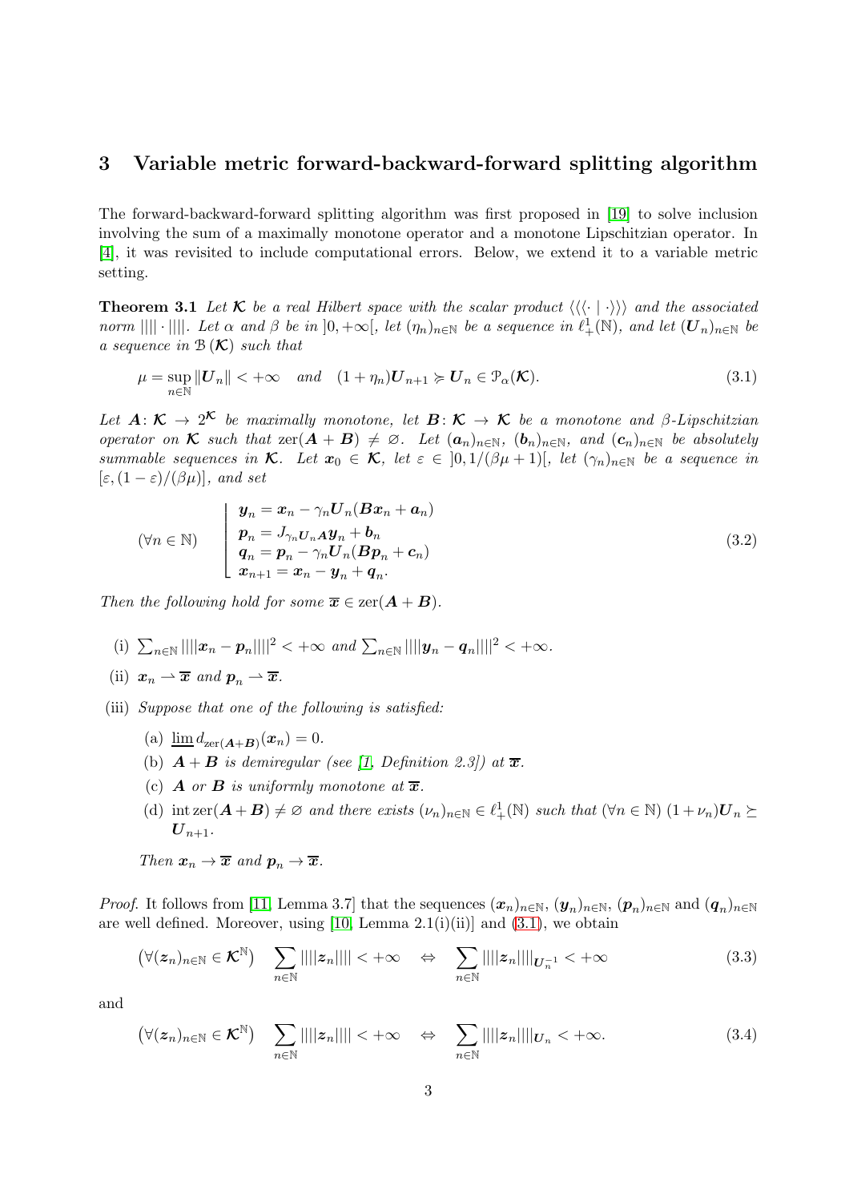## 3 Variable metric forward-backward-forward splitting algorithm

The forward-backward-forward splitting algorithm was first proposed in [19] to solve inclusion involving the sum of a maximally monotone operator and a monotone Lipschitzian operator. In [4], it was revisited to include computational errors. Below, we extend it to a variable metric setting.

**Theorem 3.1** *Let $\boldsymbol{\mathcal{K}}$ be a real Hilbert space with the scalar product $\langle\!\langle\!\langle \cdot \mid \cdot \rangle\!\rangle\!\rangle$ and the associated norm $|||| \cdot ||||$. Let $\alpha$ and $\beta$ be in $]0,+\infty[$, let $(\eta_n)_{n\in\mathbb{N}}$ be a sequence in $\ell^1_+(\mathbb{N})$, and let $(\boldsymbol{U}_n)_{n\in\mathbb{N}}$ be a sequence in $\mathcal{B}(\boldsymbol{\mathcal{K}})$ such that*

$$\mu = \sup_{n\in\mathbb{N}} \|\boldsymbol{U}_n\| < +\infty \quad \text{and} \quad (1+\eta_n)\boldsymbol{U}_{n+1} \succcurlyeq \boldsymbol{U}_n \in \mathcal{P}_\alpha(\boldsymbol{\mathcal{K}}). \tag{3.1}$$

*Let $\boldsymbol{A}\colon \boldsymbol{\mathcal{K}} \to 2^{\boldsymbol{\mathcal{K}}}$ be maximally monotone, let $\boldsymbol{B}\colon \boldsymbol{\mathcal{K}} \to \boldsymbol{\mathcal{K}}$ be a monotone and $\beta$-Lipschitzian operator on $\boldsymbol{\mathcal{K}}$ such that $\operatorname{zer}(\boldsymbol{A}+\boldsymbol{B}) \neq \varnothing$. Let $(\boldsymbol{a}_n)_{n\in\mathbb{N}}$, $(\boldsymbol{b}_n)_{n\in\mathbb{N}}$, and $(\boldsymbol{c}_n)_{n\in\mathbb{N}}$ be absolutely summable sequences in $\boldsymbol{\mathcal{K}}$. Let $\boldsymbol{x}_0 \in \boldsymbol{\mathcal{K}}$, let $\varepsilon \in\, ]0, 1/(\beta\mu+1)[$, let $(\gamma_n)_{n\in\mathbb{N}}$ be a sequence in $[\varepsilon, (1-\varepsilon)/(\beta\mu)]$, and set*

$$(\forall n \in \mathbb{N}) \quad \left\lfloor \begin{array}{l} \boldsymbol{y}_n = \boldsymbol{x}_n - \gamma_n \boldsymbol{U}_n(\boldsymbol{B}\boldsymbol{x}_n + \boldsymbol{a}_n) \\ \boldsymbol{p}_n = J_{\gamma_n \boldsymbol{U}_n \boldsymbol{A}} \boldsymbol{y}_n + \boldsymbol{b}_n \\ \boldsymbol{q}_n = \boldsymbol{p}_n - \gamma_n \boldsymbol{U}_n(\boldsymbol{B}\boldsymbol{p}_n + \boldsymbol{c}_n) \\ \boldsymbol{x}_{n+1} = \boldsymbol{x}_n - \boldsymbol{y}_n + \boldsymbol{q}_n. \end{array} \right. \tag{3.2}$$

*Then the following hold for some $\overline{\boldsymbol{x}} \in \operatorname{zer}(\boldsymbol{A}+\boldsymbol{B})$.*

(i) $\sum_{n\in\mathbb{N}} ||||\boldsymbol{x}_n - \boldsymbol{p}_n||||^2 < +\infty$ *and* $\sum_{n\in\mathbb{N}} ||||\boldsymbol{y}_n - \boldsymbol{q}_n||||^2 < +\infty$.

(ii) $\boldsymbol{x}_n \rightharpoonup \overline{\boldsymbol{x}}$ *and* $\boldsymbol{p}_n \rightharpoonup \overline{\boldsymbol{x}}$.

(iii) *Suppose that one of the following is satisfied:*

   (a) $\varliminf d_{\operatorname{zer}(\boldsymbol{A}+\boldsymbol{B})}(\boldsymbol{x}_n) = 0$.

   (b) $\boldsymbol{A}+\boldsymbol{B}$ *is demiregular (see [1, Definition 2.3]) at* $\overline{\boldsymbol{x}}$.

   (c) $\boldsymbol{A}$ *or* $\boldsymbol{B}$ *is uniformly monotone at* $\overline{\boldsymbol{x}}$.

   (d) $\operatorname{int}\operatorname{zer}(\boldsymbol{A}+\boldsymbol{B}) \neq \varnothing$ *and there exists* $(\nu_n)_{n\in\mathbb{N}} \in \ell^1_+(\mathbb{N})$ *such that* $(\forall n \in \mathbb{N})\ (1+\nu_n)\boldsymbol{U}_n \succeq \boldsymbol{U}_{n+1}$.

   *Then* $\boldsymbol{x}_n \to \overline{\boldsymbol{x}}$ *and* $\boldsymbol{p}_n \to \overline{\boldsymbol{x}}$.

*Proof.* It follows from [11, Lemma 3.7] that the sequences $(\boldsymbol{x}_n)_{n\in\mathbb{N}}$, $(\boldsymbol{y}_n)_{n\in\mathbb{N}}$, $(\boldsymbol{p}_n)_{n\in\mathbb{N}}$ and $(\boldsymbol{q}_n)_{n\in\mathbb{N}}$ are well defined. Moreover, using [10, Lemma 2.1(i)(ii)] and (3.1), we obtain

$$\left(\forall (\boldsymbol{z}_n)_{n\in\mathbb{N}} \in \boldsymbol{\mathcal{K}}^{\mathbb{N}}\right) \quad \sum_{n\in\mathbb{N}} ||||\boldsymbol{z}_n|||| < +\infty \quad \Leftrightarrow \quad \sum_{n\in\mathbb{N}} ||||\boldsymbol{z}_n||||_{\boldsymbol{U}_n^{-1}} < +\infty \tag{3.3}$$

and

$$\left(\forall (\boldsymbol{z}_n)_{n\in\mathbb{N}} \in \boldsymbol{\mathcal{K}}^{\mathbb{N}}\right) \quad \sum_{n\in\mathbb{N}} ||||\boldsymbol{z}_n|||| < +\infty \quad \Leftrightarrow \quad \sum_{n\in\mathbb{N}} ||||\boldsymbol{z}_n||||_{\boldsymbol{U}_n} < +\infty. \tag{3.4}$$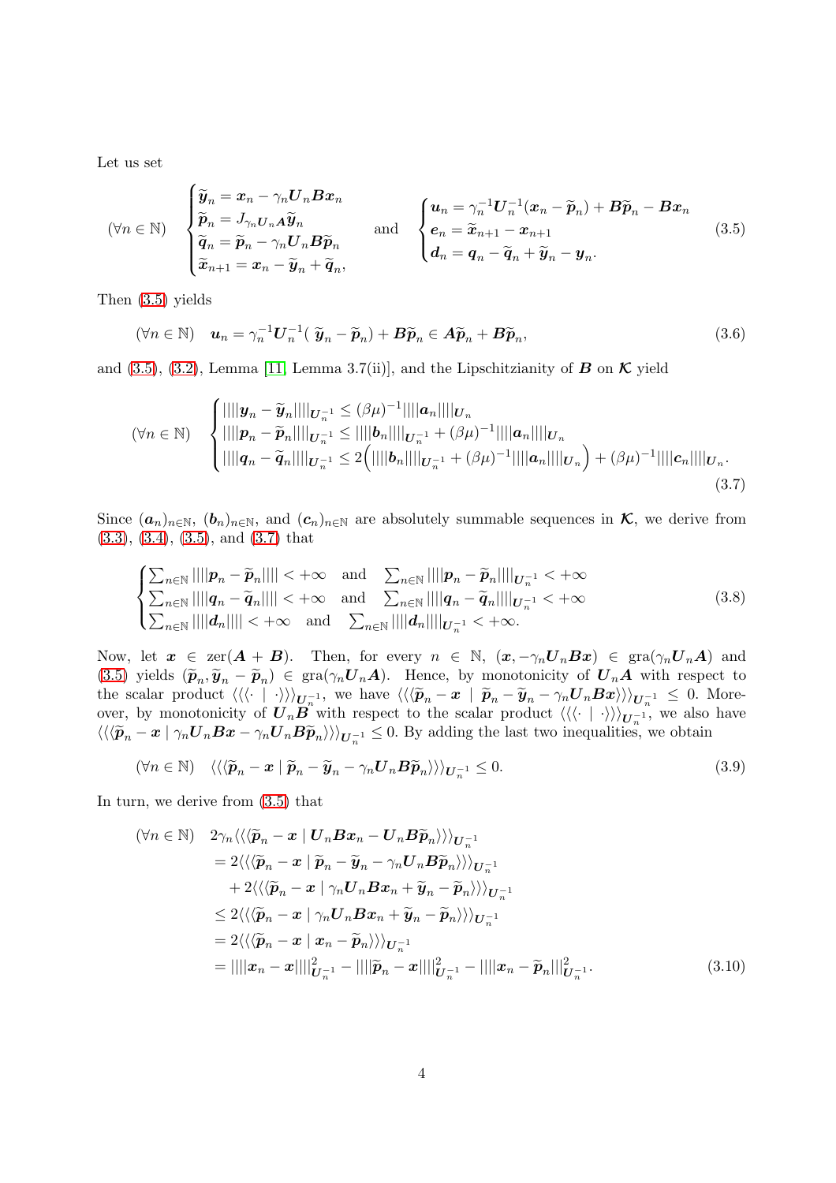Let us set

$$(\forall n \in \mathbb{N}) \quad \begin{cases} \widetilde{\boldsymbol{y}}_n = \boldsymbol{x}_n - \gamma_n \boldsymbol{U}_n \boldsymbol{B}\boldsymbol{x}_n \\ \widetilde{\boldsymbol{p}}_n = J_{\gamma_n \boldsymbol{U}_n \boldsymbol{A}} \widetilde{\boldsymbol{y}}_n \\ \widetilde{\boldsymbol{q}}_n = \widetilde{\boldsymbol{p}}_n - \gamma_n \boldsymbol{U}_n \boldsymbol{B}\widetilde{\boldsymbol{p}}_n \\ \widetilde{\boldsymbol{x}}_{n+1} = \boldsymbol{x}_n - \widetilde{\boldsymbol{y}}_n + \widetilde{\boldsymbol{q}}_n, \end{cases} \quad \text{and} \quad \begin{cases} \boldsymbol{u}_n = \gamma_n^{-1} \boldsymbol{U}_n^{-1}(\boldsymbol{x}_n - \widetilde{\boldsymbol{p}}_n) + \boldsymbol{B}\widetilde{\boldsymbol{p}}_n - \boldsymbol{B}\boldsymbol{x}_n \\ \boldsymbol{e}_n = \widetilde{\boldsymbol{x}}_{n+1} - \boldsymbol{x}_{n+1} \\ \boldsymbol{d}_n = \boldsymbol{q}_n - \widetilde{\boldsymbol{q}}_n + \widetilde{\boldsymbol{y}}_n - \boldsymbol{y}_n. \end{cases} \tag{3.5}$$

Then (3.5) yields

$$(\forall n \in \mathbb{N}) \quad \boldsymbol{u}_n = \gamma_n^{-1} \boldsymbol{U}_n^{-1}(\,\widetilde{\boldsymbol{y}}_n - \widetilde{\boldsymbol{p}}_n) + \boldsymbol{B}\widetilde{\boldsymbol{p}}_n \in \boldsymbol{A}\widetilde{\boldsymbol{p}}_n + \boldsymbol{B}\widetilde{\boldsymbol{p}}_n, \tag{3.6}$$

and (3.5), (3.2), Lemma [11, Lemma 3.7(ii)], and the Lipschitzianity of $\boldsymbol{B}$ on $\boldsymbol{\mathcal{K}}$ yield

$$(\forall n \in \mathbb{N}) \quad \begin{cases} |||\boldsymbol{y}_n - \widetilde{\boldsymbol{y}}_n|||_{\boldsymbol{U}_n^{-1}} \leq (\beta\mu)^{-1} |||\boldsymbol{a}_n|||_{\boldsymbol{U}_n} \\ |||\boldsymbol{p}_n - \widetilde{\boldsymbol{p}}_n|||_{\boldsymbol{U}_n^{-1}} \leq |||\boldsymbol{b}_n|||_{\boldsymbol{U}_n^{-1}} + (\beta\mu)^{-1} |||\boldsymbol{a}_n|||_{\boldsymbol{U}_n} \\ |||\boldsymbol{q}_n - \widetilde{\boldsymbol{q}}_n|||_{\boldsymbol{U}_n^{-1}} \leq 2\Big(|||\boldsymbol{b}_n|||_{\boldsymbol{U}_n^{-1}} + (\beta\mu)^{-1} |||\boldsymbol{a}_n|||_{\boldsymbol{U}_n}\Big) + (\beta\mu)^{-1} |||\boldsymbol{c}_n|||_{\boldsymbol{U}_n}. \end{cases} \tag{3.7}$$

Since $(\boldsymbol{a}_n)_{n\in\mathbb{N}}$, $(\boldsymbol{b}_n)_{n\in\mathbb{N}}$, and $(\boldsymbol{c}_n)_{n\in\mathbb{N}}$ are absolutely summable sequences in $\boldsymbol{\mathcal{K}}$, we derive from (3.3), (3.4), (3.5), and (3.7) that

$$\begin{cases} \sum_{n\in\mathbb{N}} |||\boldsymbol{p}_n - \widetilde{\boldsymbol{p}}_n||| < +\infty \quad \text{and} \quad \sum_{n\in\mathbb{N}} |||\boldsymbol{p}_n - \widetilde{\boldsymbol{p}}_n|||_{\boldsymbol{U}_n^{-1}} < +\infty \\ \sum_{n\in\mathbb{N}} |||\boldsymbol{q}_n - \widetilde{\boldsymbol{q}}_n||| < +\infty \quad \text{and} \quad \sum_{n\in\mathbb{N}} |||\boldsymbol{q}_n - \widetilde{\boldsymbol{q}}_n|||_{\boldsymbol{U}_n^{-1}} < +\infty \\ \sum_{n\in\mathbb{N}} |||\boldsymbol{d}_n||| < +\infty \quad \text{and} \quad \sum_{n\in\mathbb{N}} |||\boldsymbol{d}_n|||_{\boldsymbol{U}_n^{-1}} < +\infty. \end{cases} \tag{3.8}$$

Now, let $\boldsymbol{x} \in \operatorname{zer}(\boldsymbol{A} + \boldsymbol{B})$. Then, for every $n \in \mathbb{N}$, $(\boldsymbol{x}, -\gamma_n \boldsymbol{U}_n \boldsymbol{B}\boldsymbol{x}) \in \operatorname{gra}(\gamma_n \boldsymbol{U}_n \boldsymbol{A})$ and (3.5) yields $(\widetilde{\boldsymbol{p}}_n, \widetilde{\boldsymbol{y}}_n - \widetilde{\boldsymbol{p}}_n) \in \operatorname{gra}(\gamma_n \boldsymbol{U}_n \boldsymbol{A})$. Hence, by monotonicity of $\boldsymbol{U}_n \boldsymbol{A}$ with respect to the scalar product $\langle\langle\langle \cdot \mid \cdot \rangle\rangle\rangle_{\boldsymbol{U}_n^{-1}}$, we have $\langle\langle\langle \widetilde{\boldsymbol{p}}_n - \boldsymbol{x} \mid \widetilde{\boldsymbol{p}}_n - \widetilde{\boldsymbol{y}}_n - \gamma_n \boldsymbol{U}_n \boldsymbol{B}\boldsymbol{x} \rangle\rangle\rangle_{\boldsymbol{U}_n^{-1}} \leq 0$. Moreover, by monotonicity of $\boldsymbol{U}_n \boldsymbol{B}$ with respect to the scalar product $\langle\langle\langle \cdot \mid \cdot \rangle\rangle\rangle_{\boldsymbol{U}_n^{-1}}$, we also have $\langle\langle\langle \widetilde{\boldsymbol{p}}_n - \boldsymbol{x} \mid \gamma_n \boldsymbol{U}_n \boldsymbol{B}\boldsymbol{x} - \gamma_n \boldsymbol{U}_n \boldsymbol{B}\widetilde{\boldsymbol{p}}_n \rangle\rangle\rangle_{\boldsymbol{U}_n^{-1}} \leq 0$. By adding the last two inequalities, we obtain

$$(\forall n \in \mathbb{N}) \quad \langle\langle\langle \widetilde{\boldsymbol{p}}_n - \boldsymbol{x} \mid \widetilde{\boldsymbol{p}}_n - \widetilde{\boldsymbol{y}}_n - \gamma_n \boldsymbol{U}_n \boldsymbol{B}\widetilde{\boldsymbol{p}}_n \rangle\rangle\rangle_{\boldsymbol{U}_n^{-1}} \leq 0. \tag{3.9}$$

In turn, we derive from (3.5) that

$$\begin{aligned} (\forall n \in \mathbb{N}) \quad & 2\gamma_n \langle\langle\langle \widetilde{\boldsymbol{p}}_n - \boldsymbol{x} \mid \boldsymbol{U}_n \boldsymbol{B}\boldsymbol{x}_n - \boldsymbol{U}_n \boldsymbol{B}\widetilde{\boldsymbol{p}}_n \rangle\rangle\rangle_{\boldsymbol{U}_n^{-1}} \\ & = 2\langle\langle\langle \widetilde{\boldsymbol{p}}_n - \boldsymbol{x} \mid \widetilde{\boldsymbol{p}}_n - \widetilde{\boldsymbol{y}}_n - \gamma_n \boldsymbol{U}_n \boldsymbol{B}\widetilde{\boldsymbol{p}}_n \rangle\rangle\rangle_{\boldsymbol{U}_n^{-1}} \\ & \quad + 2\langle\langle\langle \widetilde{\boldsymbol{p}}_n - \boldsymbol{x} \mid \gamma_n \boldsymbol{U}_n \boldsymbol{B}\boldsymbol{x}_n + \widetilde{\boldsymbol{y}}_n - \widetilde{\boldsymbol{p}}_n \rangle\rangle\rangle_{\boldsymbol{U}_n^{-1}} \\ & \leq 2\langle\langle\langle \widetilde{\boldsymbol{p}}_n - \boldsymbol{x} \mid \gamma_n \boldsymbol{U}_n \boldsymbol{B}\boldsymbol{x}_n + \widetilde{\boldsymbol{y}}_n - \widetilde{\boldsymbol{p}}_n \rangle\rangle\rangle_{\boldsymbol{U}_n^{-1}} \\ & = 2\langle\langle\langle \widetilde{\boldsymbol{p}}_n - \boldsymbol{x} \mid \boldsymbol{x}_n - \widetilde{\boldsymbol{p}}_n \rangle\rangle\rangle_{\boldsymbol{U}_n^{-1}} \\ & = |||\boldsymbol{x}_n - \boldsymbol{x}|||^2_{\boldsymbol{U}_n^{-1}} - |||\widetilde{\boldsymbol{p}}_n - \boldsymbol{x}|||^2_{\boldsymbol{U}_n^{-1}} - |||\boldsymbol{x}_n - \widetilde{\boldsymbol{p}}_n|||^2_{\boldsymbol{U}_n^{-1}}. \end{aligned} \tag{3.10}$$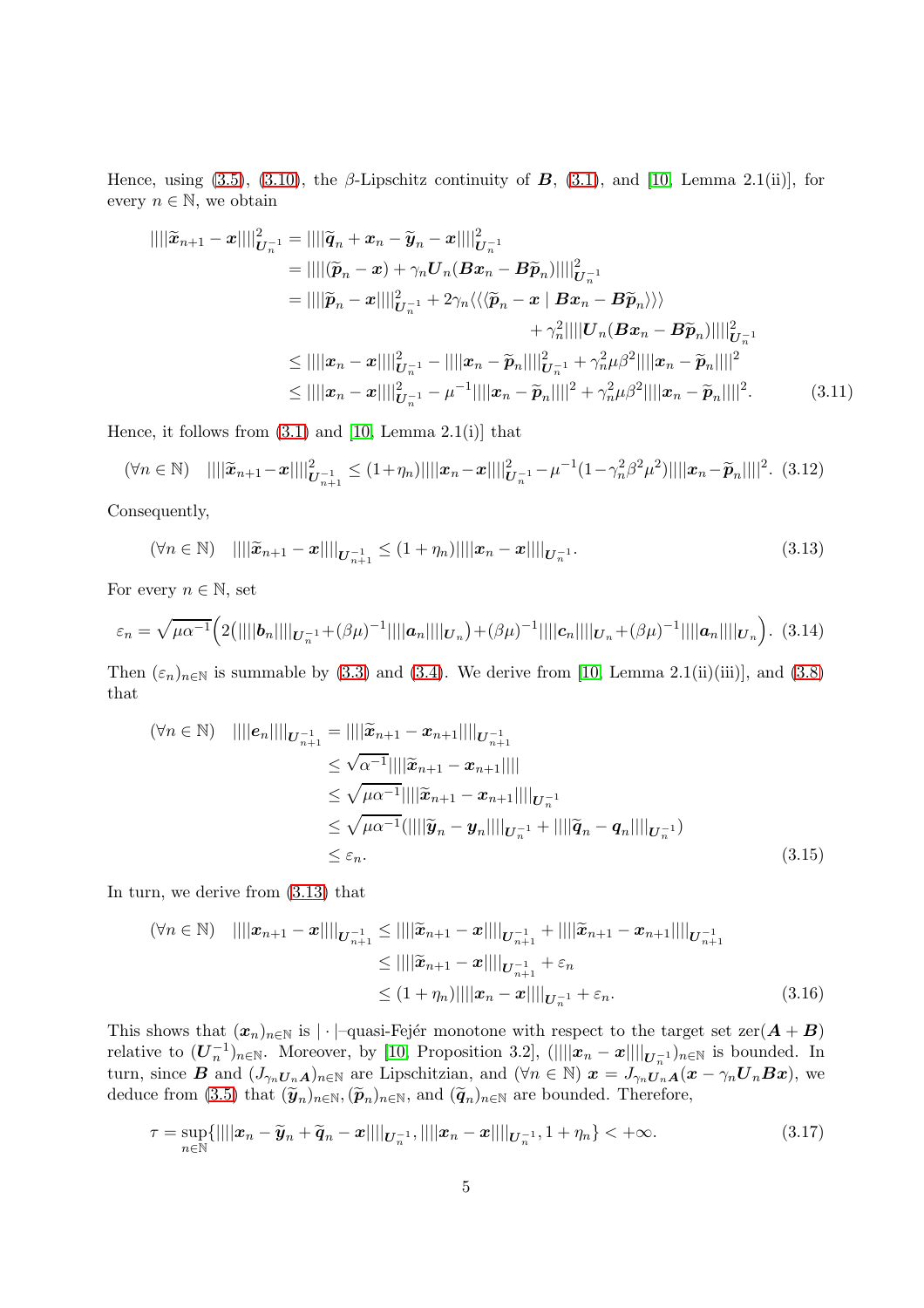Hence, using (3.5), (3.10), the $\beta$-Lipschitz continuity of $\boldsymbol{B}$, (3.1), and [10, Lemma 2.1(ii)], for every $n \in \mathbb{N}$, we obtain

$$
\begin{aligned}
||||\widetilde{\boldsymbol{x}}_{n+1} - \boldsymbol{x}||||^2_{\boldsymbol{U}_n^{-1}} &= ||||\widetilde{\boldsymbol{q}}_n + \boldsymbol{x}_n - \widetilde{\boldsymbol{y}}_n - \boldsymbol{x}||||^2_{\boldsymbol{U}_n^{-1}} \\
&= ||||(\widetilde{\boldsymbol{p}}_n - \boldsymbol{x}) + \gamma_n \boldsymbol{U}_n(\boldsymbol{B}\boldsymbol{x}_n - \boldsymbol{B}\widetilde{\boldsymbol{p}}_n)||||^2_{\boldsymbol{U}_n^{-1}} \\
&= ||||\widetilde{\boldsymbol{p}}_n - \boldsymbol{x}||||^2_{\boldsymbol{U}_n^{-1}} + 2\gamma_n \langle\langle\langle \widetilde{\boldsymbol{p}}_n - \boldsymbol{x} \mid \boldsymbol{B}\boldsymbol{x}_n - \boldsymbol{B}\widetilde{\boldsymbol{p}}_n \rangle\rangle\rangle \\
&\qquad + \gamma_n^2 ||||\boldsymbol{U}_n(\boldsymbol{B}\boldsymbol{x}_n - \boldsymbol{B}\widetilde{\boldsymbol{p}}_n)||||^2_{\boldsymbol{U}_n^{-1}} \\
&\leq ||||\boldsymbol{x}_n - \boldsymbol{x}||||^2_{\boldsymbol{U}_n^{-1}} - ||||\boldsymbol{x}_n - \widetilde{\boldsymbol{p}}_n||||^2_{\boldsymbol{U}_n^{-1}} + \gamma_n^2 \mu \beta^2 ||||\boldsymbol{x}_n - \widetilde{\boldsymbol{p}}_n||||^2 \\
&\leq ||||\boldsymbol{x}_n - \boldsymbol{x}||||^2_{\boldsymbol{U}_n^{-1}} - \mu^{-1} ||||\boldsymbol{x}_n - \widetilde{\boldsymbol{p}}_n||||^2 + \gamma_n^2 \mu \beta^2 ||||\boldsymbol{x}_n - \widetilde{\boldsymbol{p}}_n||||^2. 
\end{aligned} \tag{3.11}
$$

Hence, it follows from (3.1) and [10, Lemma 2.1(i)] that

$$
(\forall n \in \mathbb{N}) \quad ||||\widetilde{\boldsymbol{x}}_{n+1} - \boldsymbol{x}||||^2_{\boldsymbol{U}_{n+1}^{-1}} \leq (1+\eta_n)||||\boldsymbol{x}_n - \boldsymbol{x}||||^2_{\boldsymbol{U}_n^{-1}} - \mu^{-1}(1-\gamma_n^2\beta^2\mu^2)||||\boldsymbol{x}_n - \widetilde{\boldsymbol{p}}_n||||^2. \tag{3.12}
$$

Consequently,

$$
(\forall n \in \mathbb{N}) \quad ||||\widetilde{\boldsymbol{x}}_{n+1} - \boldsymbol{x}||||_{\boldsymbol{U}_{n+1}^{-1}} \leq (1+\eta_n)||||\boldsymbol{x}_n - \boldsymbol{x}||||_{\boldsymbol{U}_n^{-1}}. \tag{3.13}
$$

For every $n \in \mathbb{N}$, set

$$
\varepsilon_n = \sqrt{\mu\alpha^{-1}}\Big(2\big(||||\boldsymbol{b}_n||||_{\boldsymbol{U}_n^{-1}} + (\beta\mu)^{-1}||||\boldsymbol{a}_n||||_{\boldsymbol{U}_n}\big) + (\beta\mu)^{-1}||||\boldsymbol{c}_n||||_{\boldsymbol{U}_n} + (\beta\mu)^{-1}||||\boldsymbol{a}_n||||_{\boldsymbol{U}_n}\Big). \tag{3.14}
$$

Then $(\varepsilon_n)_{n\in\mathbb{N}}$ is summable by (3.3) and (3.4). We derive from [10, Lemma 2.1(ii)(iii)], and (3.8) that

$$
\begin{aligned}
(\forall n \in \mathbb{N}) \quad ||||\boldsymbol{e}_n||||_{\boldsymbol{U}_{n+1}^{-1}} &= ||||\widetilde{\boldsymbol{x}}_{n+1} - \boldsymbol{x}_{n+1}||||_{\boldsymbol{U}_{n+1}^{-1}} \\
&\leq \sqrt{\alpha^{-1}}||||\widetilde{\boldsymbol{x}}_{n+1} - \boldsymbol{x}_{n+1}|||| \\
&\leq \sqrt{\mu\alpha^{-1}}||||\widetilde{\boldsymbol{x}}_{n+1} - \boldsymbol{x}_{n+1}||||_{\boldsymbol{U}_n^{-1}} \\
&\leq \sqrt{\mu\alpha^{-1}}(||||\widetilde{\boldsymbol{y}}_n - \boldsymbol{y}_n||||_{\boldsymbol{U}_n^{-1}} + ||||\widetilde{\boldsymbol{q}}_n - \boldsymbol{q}_n||||_{\boldsymbol{U}_n^{-1}}) \\
&\leq \varepsilon_n.
\end{aligned} \tag{3.15}
$$

In turn, we derive from (3.13) that

$$
\begin{aligned}
(\forall n \in \mathbb{N}) \quad ||||\boldsymbol{x}_{n+1} - \boldsymbol{x}||||_{\boldsymbol{U}_{n+1}^{-1}} &\leq ||||\widetilde{\boldsymbol{x}}_{n+1} - \boldsymbol{x}||||_{\boldsymbol{U}_{n+1}^{-1}} + ||||\widetilde{\boldsymbol{x}}_{n+1} - \boldsymbol{x}_{n+1}||||_{\boldsymbol{U}_{n+1}^{-1}} \\
&\leq ||||\widetilde{\boldsymbol{x}}_{n+1} - \boldsymbol{x}||||_{\boldsymbol{U}_{n+1}^{-1}} + \varepsilon_n \\
&\leq (1+\eta_n)||||\boldsymbol{x}_n - \boldsymbol{x}||||_{\boldsymbol{U}_n^{-1}} + \varepsilon_n.
\end{aligned} \tag{3.16}
$$

This shows that $(\boldsymbol{x}_n)_{n\in\mathbb{N}}$ is $|\cdot|$–quasi-Fejér monotone with respect to the target set $\operatorname{zer}(\boldsymbol{A}+\boldsymbol{B})$ relative to $(\boldsymbol{U}_n^{-1})_{n\in\mathbb{N}}$. Moreover, by [10, Proposition 3.2], $(||||\boldsymbol{x}_n - \boldsymbol{x}||||_{\boldsymbol{U}_n^{-1}})_{n\in\mathbb{N}}$ is bounded. In turn, since $\boldsymbol{B}$ and $(J_{\gamma_n \boldsymbol{U}_n \boldsymbol{A}})_{n\in\mathbb{N}}$ are Lipschitzian, and $(\forall n \in \mathbb{N})$ $\boldsymbol{x} = J_{\gamma_n \boldsymbol{U}_n \boldsymbol{A}}(\boldsymbol{x} - \gamma_n \boldsymbol{U}_n \boldsymbol{B}\boldsymbol{x})$, we deduce from (3.5) that $(\widetilde{\boldsymbol{y}}_n)_{n\in\mathbb{N}}, (\widetilde{\boldsymbol{p}}_n)_{n\in\mathbb{N}}$, and $(\widetilde{\boldsymbol{q}}_n)_{n\in\mathbb{N}}$ are bounded. Therefore,

$$
\tau = \sup_{n\in\mathbb{N}}\{||||\boldsymbol{x}_n - \widetilde{\boldsymbol{y}}_n + \widetilde{\boldsymbol{q}}_n - \boldsymbol{x}||||_{\boldsymbol{U}_n^{-1}}, ||||\boldsymbol{x}_n - \boldsymbol{x}||||_{\boldsymbol{U}_n^{-1}}, 1+\eta_n\} < +\infty. \tag{3.17}
$$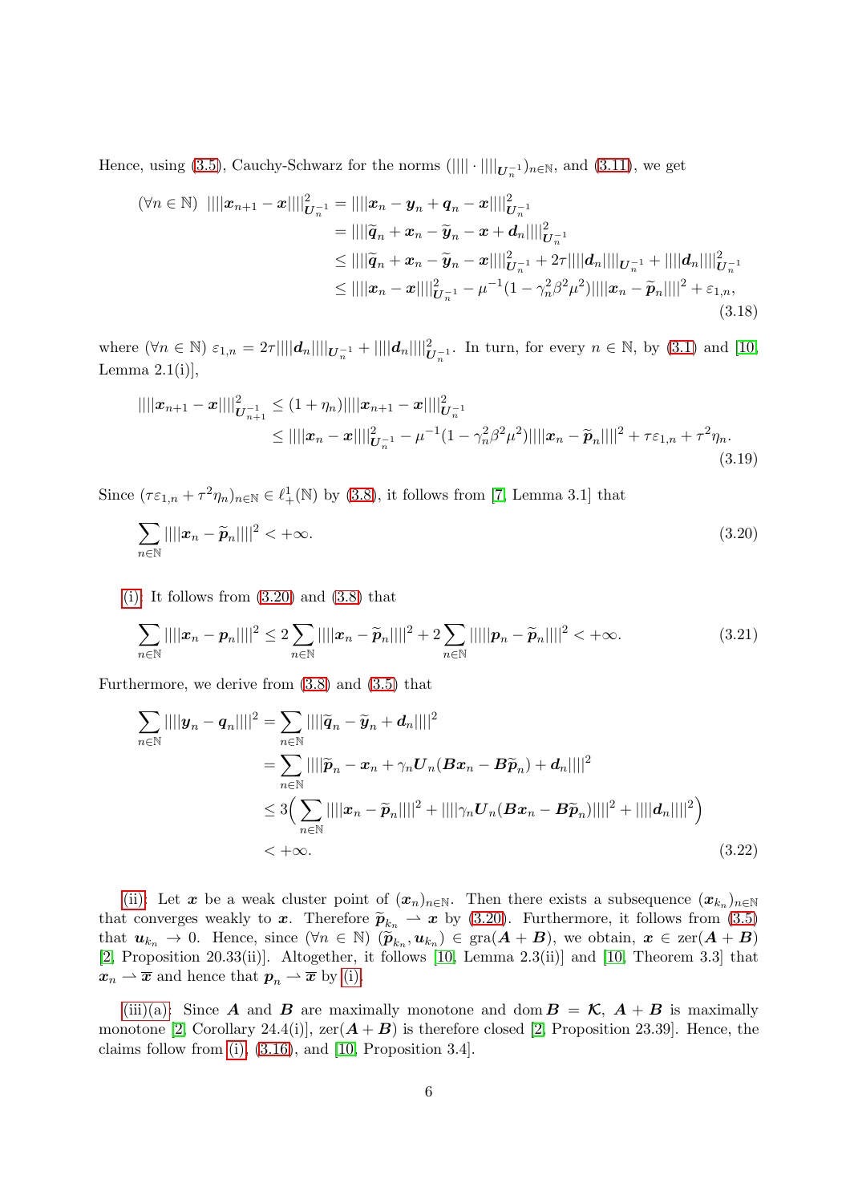Hence, using (3.5), Cauchy-Schwarz for the norms $(|||\cdot|||_{\boldsymbol{U}_n^{-1}})_{n\in\mathbb{N}}$, and (3.11), we get

$$
\begin{aligned}
(\forall n\in\mathbb{N})\ \ |||\boldsymbol{x}_{n+1}-\boldsymbol{x}|||^2_{\boldsymbol{U}_n^{-1}} &= |||\boldsymbol{x}_n-\boldsymbol{y}_n+\boldsymbol{q}_n-\boldsymbol{x}|||^2_{\boldsymbol{U}_n^{-1}}\\
&= |||\widetilde{\boldsymbol{q}}_n+\boldsymbol{x}_n-\widetilde{\boldsymbol{y}}_n-\boldsymbol{x}+\boldsymbol{d}_n|||^2_{\boldsymbol{U}_n^{-1}}\\
&\leq |||\widetilde{\boldsymbol{q}}_n+\boldsymbol{x}_n-\widetilde{\boldsymbol{y}}_n-\boldsymbol{x}|||^2_{\boldsymbol{U}_n^{-1}}+2\tau|||\boldsymbol{d}_n|||_{\boldsymbol{U}_n^{-1}}+|||\boldsymbol{d}_n|||^2_{\boldsymbol{U}_n^{-1}}\\
&\leq |||\boldsymbol{x}_n-\boldsymbol{x}|||^2_{\boldsymbol{U}_n^{-1}}-\mu^{-1}(1-\gamma_n^2\beta^2\mu^2)|||\boldsymbol{x}_n-\widetilde{\boldsymbol{p}}_n|||^2+\varepsilon_{1,n},
\end{aligned}
\tag{3.18}
$$

where $(\forall n\in\mathbb{N})\ \varepsilon_{1,n}=2\tau|||\boldsymbol{d}_n|||_{\boldsymbol{U}_n^{-1}}+|||\boldsymbol{d}_n|||^2_{\boldsymbol{U}_n^{-1}}$. In turn, for every $n\in\mathbb{N}$, by (3.1) and [10, Lemma 2.1(i)],

$$
\begin{aligned}
|||\boldsymbol{x}_{n+1}-\boldsymbol{x}|||^2_{\boldsymbol{U}_{n+1}^{-1}} &\leq (1+\eta_n)|||\boldsymbol{x}_{n+1}-\boldsymbol{x}|||^2_{\boldsymbol{U}_n^{-1}}\\
&\leq |||\boldsymbol{x}_n-\boldsymbol{x}|||^2_{\boldsymbol{U}_n^{-1}}-\mu^{-1}(1-\gamma_n^2\beta^2\mu^2)|||\boldsymbol{x}_n-\widetilde{\boldsymbol{p}}_n|||^2+\tau\varepsilon_{1,n}+\tau^2\eta_n.
\end{aligned}
\tag{3.19}
$$

Since $(\tau\varepsilon_{1,n}+\tau^2\eta_n)_{n\in\mathbb{N}}\in\ell^1_+(\mathbb{N})$ by (3.8), it follows from [7, Lemma 3.1] that

$$
\sum_{n\in\mathbb{N}}|||\boldsymbol{x}_n-\widetilde{\boldsymbol{p}}_n|||^2<+\infty. \tag{3.20}
$$

(i): It follows from (3.20) and (3.8) that

$$
\sum_{n\in\mathbb{N}}|||\boldsymbol{x}_n-\boldsymbol{p}_n|||^2\leq 2\sum_{n\in\mathbb{N}}|||\boldsymbol{x}_n-\widetilde{\boldsymbol{p}}_n|||^2+2\sum_{n\in\mathbb{N}}|||\boldsymbol{p}_n-\widetilde{\boldsymbol{p}}_n|||^2<+\infty. \tag{3.21}
$$

Furthermore, we derive from (3.8) and (3.5) that

$$
\begin{aligned}
\sum_{n\in\mathbb{N}}|||\boldsymbol{y}_n-\boldsymbol{q}_n|||^2 &= \sum_{n\in\mathbb{N}}|||\widetilde{\boldsymbol{q}}_n-\widetilde{\boldsymbol{y}}_n+\boldsymbol{d}_n|||^2\\
&= \sum_{n\in\mathbb{N}}|||\widetilde{\boldsymbol{p}}_n-\boldsymbol{x}_n+\gamma_n\boldsymbol{U}_n(\boldsymbol{B}\boldsymbol{x}_n-\boldsymbol{B}\widetilde{\boldsymbol{p}}_n)+\boldsymbol{d}_n|||^2\\
&\leq 3\Big(\sum_{n\in\mathbb{N}}|||\boldsymbol{x}_n-\widetilde{\boldsymbol{p}}_n|||^2+|||\gamma_n\boldsymbol{U}_n(\boldsymbol{B}\boldsymbol{x}_n-\boldsymbol{B}\widetilde{\boldsymbol{p}}_n)|||^2+|||\boldsymbol{d}_n|||^2\Big)\\
&<+\infty.
\end{aligned}
\tag{3.22}
$$

(ii): Let $\boldsymbol{x}$ be a weak cluster point of $(\boldsymbol{x}_n)_{n\in\mathbb{N}}$. Then there exists a subsequence $(\boldsymbol{x}_{k_n})_{n\in\mathbb{N}}$ that converges weakly to $\boldsymbol{x}$. Therefore $\widetilde{\boldsymbol{p}}_{k_n}\rightharpoonup\boldsymbol{x}$ by (3.20). Furthermore, it follows from (3.5) that $\boldsymbol{u}_{k_n}\to 0$. Hence, since $(\forall n\in\mathbb{N})\ (\widetilde{\boldsymbol{p}}_{k_n},\boldsymbol{u}_{k_n})\in\operatorname{gra}(\boldsymbol{A}+\boldsymbol{B})$, we obtain, $\boldsymbol{x}\in\operatorname{zer}(\boldsymbol{A}+\boldsymbol{B})$ [2, Proposition 20.33(ii)]. Altogether, it follows [10, Lemma 2.3(ii)] and [10, Theorem 3.3] that $\boldsymbol{x}_n\rightharpoonup\overline{\boldsymbol{x}}$ and hence that $\boldsymbol{p}_n\rightharpoonup\overline{\boldsymbol{x}}$ by (i).

(iii)(a): Since $\boldsymbol{A}$ and $\boldsymbol{B}$ are maximally monotone and $\operatorname{dom}\boldsymbol{B}=\boldsymbol{\mathcal{K}}$, $\boldsymbol{A}+\boldsymbol{B}$ is maximally monotone [2, Corollary 24.4(i)], $\operatorname{zer}(\boldsymbol{A}+\boldsymbol{B})$ is therefore closed [2, Proposition 23.39]. Hence, the claims follow from (i), (3.16), and [10, Proposition 3.4].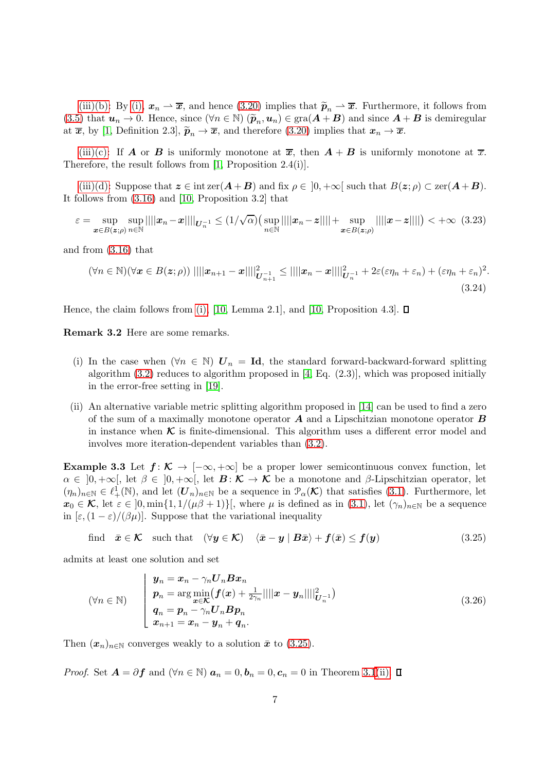(iii)(b): By (i): $\boldsymbol{x}_n \rightharpoonup \overline{\boldsymbol{x}}$, and hence (3.20) implies that $\widetilde{\boldsymbol{p}}_n \rightharpoonup \overline{\boldsymbol{x}}$. Furthermore, it follows from (3.5) that $\boldsymbol{u}_n \to 0$. Hence, since $(\forall n \in \mathbb{N})$ $(\widetilde{\boldsymbol{p}}_n, \boldsymbol{u}_n) \in \operatorname{gra}(\boldsymbol{A}+\boldsymbol{B})$ and since $\boldsymbol{A}+\boldsymbol{B}$ is demiregular at $\overline{\boldsymbol{x}}$, by [1, Definition 2.3], $\widetilde{\boldsymbol{p}}_n \to \overline{\boldsymbol{x}}$, and therefore (3.20) implies that $\boldsymbol{x}_n \to \overline{\boldsymbol{x}}$.

(iii)(c): If $\boldsymbol{A}$ or $\boldsymbol{B}$ is uniformly monotone at $\overline{\boldsymbol{x}}$, then $\boldsymbol{A}+\boldsymbol{B}$ is uniformly monotone at $\overline{x}$. Therefore, the result follows from [1, Proposition 2.4(i)].

(iii)(d): Suppose that $\boldsymbol{z} \in \operatorname{int} \operatorname{zer}(\boldsymbol{A}+\boldsymbol{B})$ and fix $\rho \in \left]0,+\infty\right[$ such that $B(\boldsymbol{z};\rho) \subset \operatorname{zer}(\boldsymbol{A}+\boldsymbol{B})$. It follows from (3.16) and [10, Proposition 3.2] that

$$
\varepsilon = \sup_{\boldsymbol{x}\in B(\boldsymbol{z};\rho)} \sup_{n\in\mathbb{N}} |||\boldsymbol{x}_n - \boldsymbol{x}|||_{\boldsymbol{U}_n^{-1}} \leq (1/\sqrt{\alpha})\big(\sup_{n\in\mathbb{N}} |||\boldsymbol{x}_n - \boldsymbol{z}||| + \sup_{\boldsymbol{x}\in B(\boldsymbol{z};\rho)} |||\boldsymbol{x}-\boldsymbol{z}|||\big) < +\infty \quad (3.23)
$$

and from (3.16) that

$$
(\forall n \in \mathbb{N})(\forall \boldsymbol{x} \in B(\boldsymbol{z};\rho)) \ |||\boldsymbol{x}_{n+1} - \boldsymbol{x}|||^2_{\boldsymbol{U}_{n+1}^{-1}} \leq |||\boldsymbol{x}_n - \boldsymbol{x}|||^2_{\boldsymbol{U}_n^{-1}} + 2\varepsilon(\varepsilon\eta_n + \varepsilon_n) + (\varepsilon\eta_n + \varepsilon_n)^2. \quad (3.24)
$$

Hence, the claim follows from (i), [10, Lemma 2.1], and [10, Proposition 4.3]. ∎

**Remark 3.2** Here are some remarks.

(i) In the case when $(\forall n \in \mathbb{N})$ $\boldsymbol{U}_n = \mathbf{Id}$, the standard forward-backward-forward splitting algorithm (3.2) reduces to algorithm proposed in [4, Eq. (2.3)], which was proposed initially in the error-free setting in [19].

(ii) An alternative variable metric splitting algorithm proposed in [14] can be used to find a zero of the sum of a maximally monotone operator $\boldsymbol{A}$ and a Lipschitzian monotone operator $\boldsymbol{B}$ in instance when $\boldsymbol{\mathcal{K}}$ is finite-dimensional. This algorithm uses a different error model and involves more iteration-dependent variables than (3.2).

**Example 3.3** Let $\boldsymbol{f}\colon \boldsymbol{\mathcal{K}} \to \left[-\infty,+\infty\right]$ be a proper lower semicontinuous convex function, let $\alpha \in \left]0,+\infty\right[$, let $\beta \in \left]0,+\infty\right[$, let $\boldsymbol{B}\colon \boldsymbol{\mathcal{K}} \to \boldsymbol{\mathcal{K}}$ be a monotone and $\beta$-Lipschitzian operator, let $(\eta_n)_{n\in\mathbb{N}} \in \ell_+^1(\mathbb{N})$, and let $(\boldsymbol{U}_n)_{n\in\mathbb{N}}$ be a sequence in $\mathcal{P}_\alpha(\boldsymbol{\mathcal{K}})$ that satisfies (3.1). Furthermore, let $\boldsymbol{x}_0 \in \boldsymbol{\mathcal{K}}$, let $\varepsilon \in \left]0,\min\{1,1/(\mu\beta+1)\}\right[$, where $\mu$ is defined as in (3.1), let $(\gamma_n)_{n\in\mathbb{N}}$ be a sequence in $[\varepsilon,(1-\varepsilon)/(\beta\mu)]$. Suppose that the variational inequality

$$
\text{find} \quad \bar{\boldsymbol{x}} \in \boldsymbol{\mathcal{K}} \quad \text{such that} \quad (\forall \boldsymbol{y} \in \boldsymbol{\mathcal{K}}) \quad \langle \bar{\boldsymbol{x}} - \boldsymbol{y} \mid \boldsymbol{B}\bar{\boldsymbol{x}}\rangle + \boldsymbol{f}(\bar{\boldsymbol{x}}) \leq \boldsymbol{f}(\boldsymbol{y}) \quad (3.25)
$$

admits at least one solution and set

$$
(\forall n \in \mathbb{N}) \quad
\left\lfloor
\begin{array}{l}
\boldsymbol{y}_n = \boldsymbol{x}_n - \gamma_n \boldsymbol{U}_n \boldsymbol{B}\boldsymbol{x}_n \\
\boldsymbol{p}_n = \arg\min\limits_{\boldsymbol{x}\in\boldsymbol{\mathcal{K}}} \big(\boldsymbol{f}(\boldsymbol{x}) + \frac{1}{2\gamma_n}|||\boldsymbol{x} - \boldsymbol{y}_n|||^2_{\boldsymbol{U}_n^{-1}}\big) \\
\boldsymbol{q}_n = \boldsymbol{p}_n - \gamma_n \boldsymbol{U}_n \boldsymbol{B}\boldsymbol{p}_n \\
\boldsymbol{x}_{n+1} = \boldsymbol{x}_n - \boldsymbol{y}_n + \boldsymbol{q}_n.
\end{array}
\right. \quad (3.26)
$$

Then $(\boldsymbol{x}_n)_{n\in\mathbb{N}}$ converges weakly to a solution $\bar{\boldsymbol{x}}$ to (3.25).

*Proof.* Set $\boldsymbol{A} = \partial \boldsymbol{f}$ and $(\forall n \in \mathbb{N})$ $\boldsymbol{a}_n = 0, \boldsymbol{b}_n = 0, \boldsymbol{c}_n = 0$ in Theorem 3.1(ii). ∎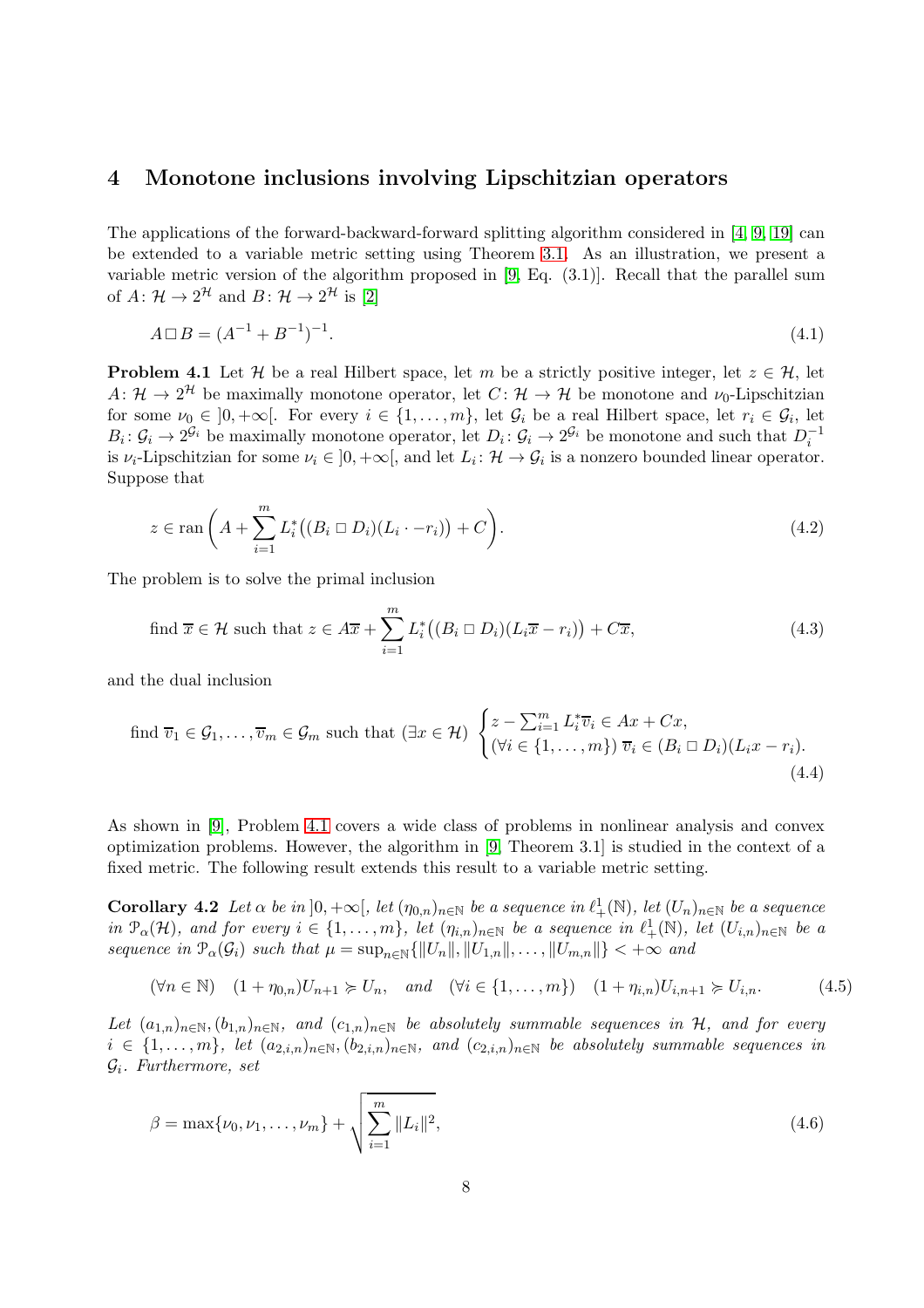## 4 Monotone inclusions involving Lipschitzian operators

The applications of the forward-backward-forward splitting algorithm considered in [4, 9, 19] can be extended to a variable metric setting using Theorem 3.1. As an illustration, we present a variable metric version of the algorithm proposed in [9, Eq. (3.1)]. Recall that the parallel sum of $A\colon \mathcal{H} \to 2^{\mathcal{H}}$ and $B\colon \mathcal{H} \to 2^{\mathcal{H}}$ is [2]

$$A \,\square\, B = (A^{-1} + B^{-1})^{-1}. \tag{4.1}$$

**Problem 4.1** Let $\mathcal{H}$ be a real Hilbert space, let $m$ be a strictly positive integer, let $z \in \mathcal{H}$, let $A\colon \mathcal{H} \to 2^{\mathcal{H}}$ be maximally monotone operator, let $C\colon \mathcal{H} \to \mathcal{H}$ be monotone and $\nu_0$-Lipschitzian for some $\nu_0 \in \left]0, +\infty\right[$. For every $i \in \{1, \ldots, m\}$, let $\mathcal{G}_i$ be a real Hilbert space, let $r_i \in \mathcal{G}_i$, let $B_i\colon \mathcal{G}_i \to 2^{\mathcal{G}_i}$ be maximally monotone operator, let $D_i\colon \mathcal{G}_i \to 2^{\mathcal{G}_i}$ be monotone and such that $D_i^{-1}$ is $\nu_i$-Lipschitzian for some $\nu_i \in \left]0, +\infty\right[$, and let $L_i\colon \mathcal{H} \to \mathcal{G}_i$ is a nonzero bounded linear operator. Suppose that

$$z \in \operatorname{ran}\left(A + \sum_{i=1}^{m} L_i^*\big((B_i \,\square\, D_i)(L_i \cdot - r_i)\big) + C\right). \tag{4.2}$$

The problem is to solve the primal inclusion

$$\text{find } \overline{x} \in \mathcal{H} \text{ such that } z \in A\overline{x} + \sum_{i=1}^{m} L_i^*\big((B_i \,\square\, D_i)(L_i\overline{x} - r_i)\big) + C\overline{x}, \tag{4.3}$$

and the dual inclusion

$$\text{find } \overline{v}_1 \in \mathcal{G}_1, \ldots, \overline{v}_m \in \mathcal{G}_m \text{ such that } (\exists x \in \mathcal{H}) \begin{cases} z - \sum_{i=1}^{m} L_i^*\overline{v}_i \in Ax + Cx, \\ (\forall i \in \{1, \ldots, m\})\ \overline{v}_i \in (B_i \,\square\, D_i)(L_i x - r_i). \end{cases} \tag{4.4}$$

As shown in [9], Problem 4.1 covers a wide class of problems in nonlinear analysis and convex optimization problems. However, the algorithm in [9, Theorem 3.1] is studied in the context of a fixed metric. The following result extends this result to a variable metric setting.

**Corollary 4.2** *Let $\alpha$ be in $\left]0, +\infty\right[$, let $(\eta_{0,n})_{n\in\mathbb{N}}$ be a sequence in $\ell_+^1(\mathbb{N})$, let $(U_n)_{n\in\mathbb{N}}$ be a sequence in $\mathcal{P}_\alpha(\mathcal{H})$, and for every $i \in \{1, \ldots, m\}$, let $(\eta_{i,n})_{n\in\mathbb{N}}$ be a sequence in $\ell_+^1(\mathbb{N})$, let $(U_{i,n})_{n\in\mathbb{N}}$ be a sequence in $\mathcal{P}_\alpha(\mathcal{G}_i)$ such that $\mu = \sup_{n\in\mathbb{N}}\{\|U_n\|, \|U_{1,n}\|, \ldots, \|U_{m,n}\|\} < +\infty$ and*

$$(\forall n \in \mathbb{N}) \quad (1 + \eta_{0,n})U_{n+1} \succcurlyeq U_n, \quad \text{and} \quad (\forall i \in \{1, \ldots, m\}) \quad (1 + \eta_{i,n})U_{i,n+1} \succcurlyeq U_{i,n}. \tag{4.5}$$

*Let $(a_{1,n})_{n\in\mathbb{N}}, (b_{1,n})_{n\in\mathbb{N}}$, and $(c_{1,n})_{n\in\mathbb{N}}$ be absolutely summable sequences in $\mathcal{H}$, and for every $i \in \{1, \ldots, m\}$, let $(a_{2,i,n})_{n\in\mathbb{N}}, (b_{2,i,n})_{n\in\mathbb{N}}$, and $(c_{2,i,n})_{n\in\mathbb{N}}$ be absolutely summable sequences in $\mathcal{G}_i$. Furthermore, set*

$$\beta = \max\{\nu_0, \nu_1, \ldots, \nu_m\} + \sqrt{\sum_{i=1}^{m} \|L_i\|^2}, \tag{4.6}$$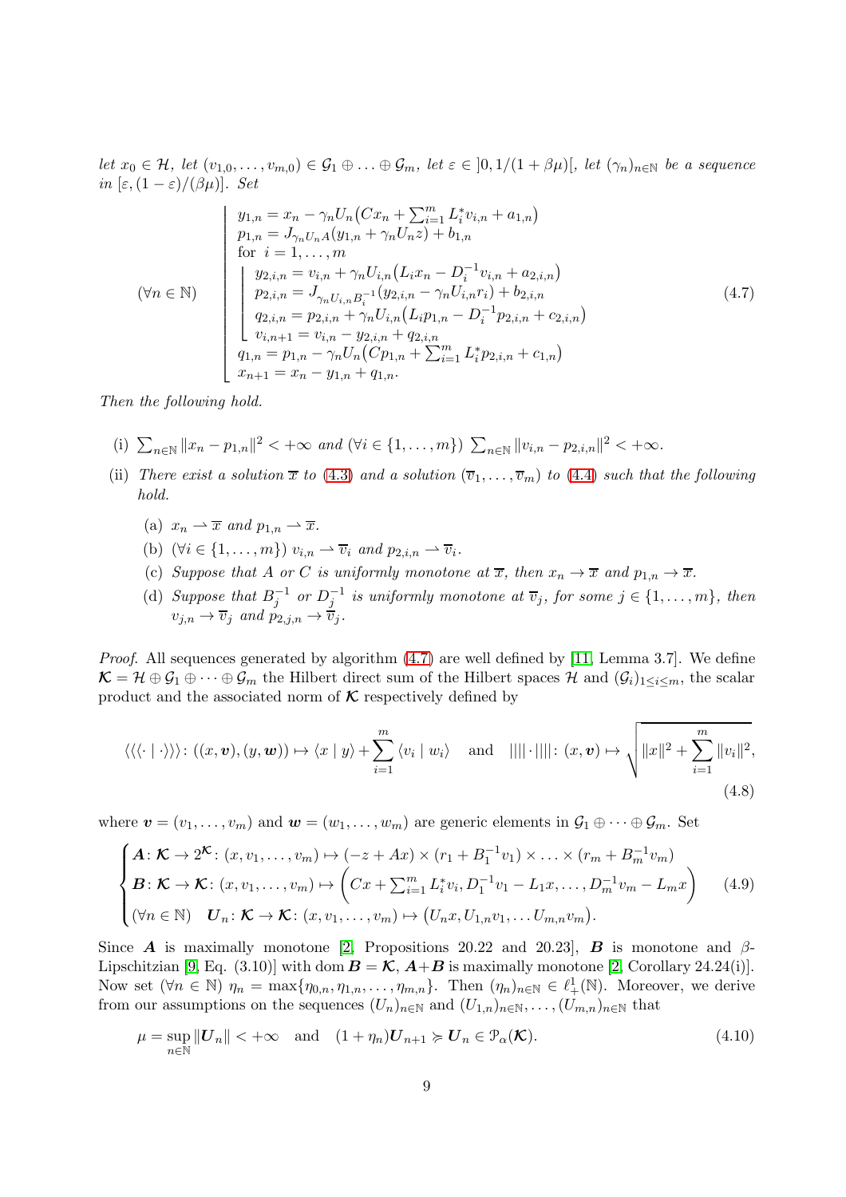*let* $x_0 \in \mathcal{H}$, *let* $(v_{1,0}, \ldots, v_{m,0}) \in \mathcal{G}_1 \oplus \ldots \oplus \mathcal{G}_m$, *let* $\varepsilon \in \left]0, 1/(1+\beta\mu)\right[$, *let* $(\gamma_n)_{n\in\mathbb{N}}$ *be a sequence in* $[\varepsilon, (1-\varepsilon)/(\beta\mu)]$. *Set*

$$
(\forall n \in \mathbb{N}) \quad
\left\lfloor
\begin{array}{l}
y_{1,n} = x_n - \gamma_n U_n\big(Cx_n + \sum_{i=1}^m L_i^* v_{i,n} + a_{1,n}\big) \\
p_{1,n} = J_{\gamma_n U_n A}(y_{1,n} + \gamma_n U_n z) + b_{1,n} \\
\text{for } i = 1, \ldots, m \\
\left\lfloor
\begin{array}{l}
y_{2,i,n} = v_{i,n} + \gamma_n U_{i,n}\big(L_i x_n - D_i^{-1} v_{i,n} + a_{2,i,n}\big) \\
p_{2,i,n} = J_{\gamma_n U_{i,n} B_i^{-1}}(y_{2,i,n} - \gamma_n U_{i,n} r_i) + b_{2,i,n} \\
q_{2,i,n} = p_{2,i,n} + \gamma_n U_{i,n}\big(L_i p_{1,n} - D_i^{-1} p_{2,i,n} + c_{2,i,n}\big) \\
v_{i,n+1} = v_{i,n} - y_{2,i,n} + q_{2,i,n}
\end{array}
\right. \\
q_{1,n} = p_{1,n} - \gamma_n U_n\big(Cp_{1,n} + \sum_{i=1}^m L_i^* p_{2,i,n} + c_{1,n}\big) \\
x_{n+1} = x_n - y_{1,n} + q_{1,n}.
\end{array}
\right.
\tag{4.7}
$$

*Then the following hold.*

(i) $\sum_{n\in\mathbb{N}} \|x_n - p_{1,n}\|^2 < +\infty$ *and* $(\forall i \in \{1, \ldots, m\})$ $\sum_{n\in\mathbb{N}} \|v_{i,n} - p_{2,i,n}\|^2 < +\infty$.

(ii) *There exist a solution* $\overline{x}$ *to* (4.3) *and a solution* $(\overline{v}_1, \ldots, \overline{v}_m)$ *to* (4.4) *such that the following hold.*

  (a) $x_n \rightharpoonup \overline{x}$ *and* $p_{1,n} \rightharpoonup \overline{x}$.

  (b) $(\forall i \in \{1, \ldots, m\})$ $v_{i,n} \rightharpoonup \overline{v}_i$ *and* $p_{2,i,n} \rightharpoonup \overline{v}_i$.

  (c) *Suppose that* $A$ *or* $C$ *is uniformly monotone at* $\overline{x}$, *then* $x_n \to \overline{x}$ *and* $p_{1,n} \to \overline{x}$.

  (d) *Suppose that* $B_j^{-1}$ *or* $D_j^{-1}$ *is uniformly monotone at* $\overline{v}_j$, *for some* $j \in \{1, \ldots, m\}$, *then* $v_{j,n} \to \overline{v}_j$ *and* $p_{2,j,n} \to \overline{v}_j$.

*Proof.* All sequences generated by algorithm (4.7) are well defined by [11, Lemma 3.7]. We define $\boldsymbol{\mathcal{K}} = \mathcal{H} \oplus \mathcal{G}_1 \oplus \cdots \oplus \mathcal{G}_m$ the Hilbert direct sum of the Hilbert spaces $\mathcal{H}$ and $(\mathcal{G}_i)_{1\le i\le m}$, the scalar product and the associated norm of $\boldsymbol{\mathcal{K}}$ respectively defined by

$$
\langle\langle\langle \cdot \mid \cdot \rangle\rangle\rangle \colon ((x, \boldsymbol{v}), (y, \boldsymbol{w})) \mapsto \langle x \mid y\rangle + \sum_{i=1}^m \langle v_i \mid w_i\rangle \quad \text{and} \quad |||\cdot||| \colon (x, \boldsymbol{v}) \mapsto \sqrt{\|x\|^2 + \sum_{i=1}^m \|v_i\|^2},
\tag{4.8}
$$

where $\boldsymbol{v} = (v_1, \ldots, v_m)$ and $\boldsymbol{w} = (w_1, \ldots, w_m)$ are generic elements in $\mathcal{G}_1 \oplus \cdots \oplus \mathcal{G}_m$. Set

$$
\begin{cases}
\boldsymbol{A} \colon \boldsymbol{\mathcal{K}} \to 2^{\boldsymbol{\mathcal{K}}} \colon (x, v_1, \ldots, v_m) \mapsto (-z + Ax) \times (r_1 + B_1^{-1} v_1) \times \ldots \times (r_m + B_m^{-1} v_m) \\
\boldsymbol{B} \colon \boldsymbol{\mathcal{K}} \to \boldsymbol{\mathcal{K}} \colon (x, v_1, \ldots, v_m) \mapsto \Big(Cx + \sum_{i=1}^m L_i^* v_i, D_1^{-1} v_1 - L_1 x, \ldots, D_m^{-1} v_m - L_m x\Big) \\
(\forall n \in \mathbb{N}) \quad \boldsymbol{U}_n \colon \boldsymbol{\mathcal{K}} \to \boldsymbol{\mathcal{K}} \colon (x, v_1, \ldots, v_m) \mapsto \big(U_n x, U_{1,n} v_1, \ldots U_{m,n} v_m\big).
\end{cases}
\tag{4.9}
$$

Since $\boldsymbol{A}$ is maximally monotone [2, Propositions 20.22 and 20.23], $\boldsymbol{B}$ is monotone and $\beta$-Lipschitzian [9, Eq. (3.10)] with $\operatorname{dom} \boldsymbol{B} = \boldsymbol{\mathcal{K}}$, $\boldsymbol{A}+\boldsymbol{B}$ is maximally monotone [2, Corollary 24.24(i)]. Now set $(\forall n \in \mathbb{N})$ $\eta_n = \max\{\eta_{0,n}, \eta_{1,n}, \ldots, \eta_{m,n}\}$. Then $(\eta_n)_{n\in\mathbb{N}} \in \ell_+^1(\mathbb{N})$. Moreover, we derive from our assumptions on the sequences $(U_n)_{n\in\mathbb{N}}$ and $(U_{1,n})_{n\in\mathbb{N}}, \ldots, (U_{m,n})_{n\in\mathbb{N}}$ that

$$
\mu = \sup_{n\in\mathbb{N}} \|\boldsymbol{U}_n\| < +\infty \quad \text{and} \quad (1 + \eta_n)\boldsymbol{U}_{n+1} \succcurlyeq \boldsymbol{U}_n \in \mathcal{P}_\alpha(\boldsymbol{\mathcal{K}}).
\tag{4.10}
$$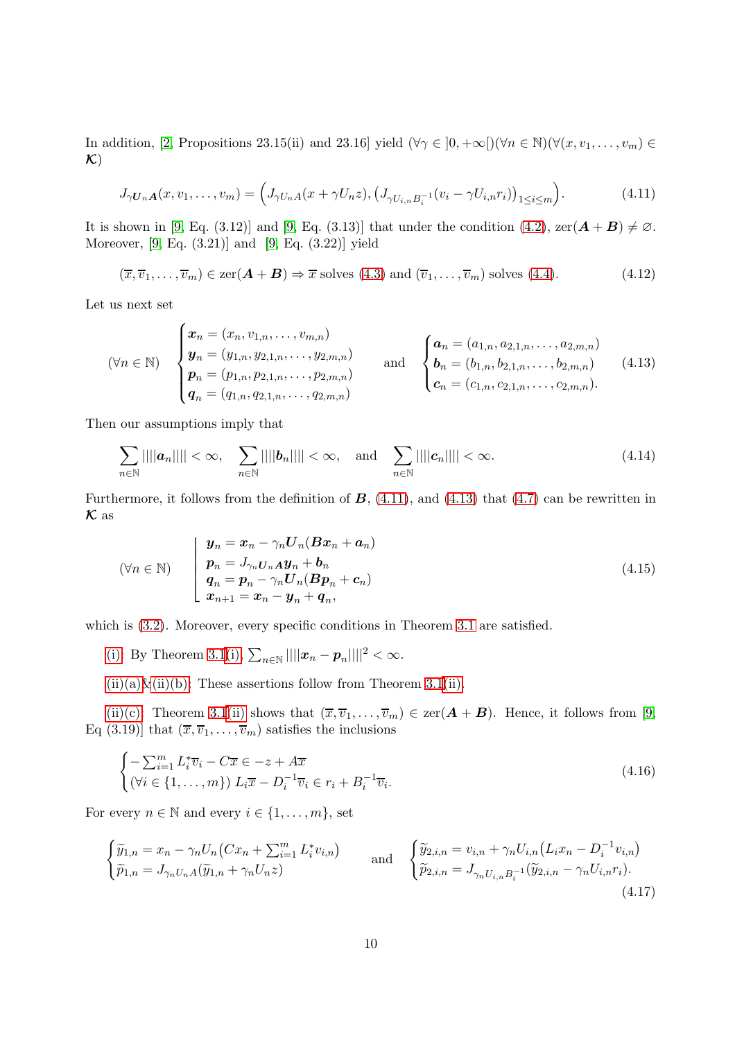In addition, [2, Propositions 23.15(ii) and 23.16] yield $(\forall \gamma \in ]0,+\infty[)(\forall n \in \mathbb{N})(\forall (x, v_1, \ldots, v_m) \in \boldsymbol{\mathcal{K}})$

$$
J_{\gamma \boldsymbol{U}_n \boldsymbol{A}}(x, v_1, \ldots, v_m) = \Big( J_{\gamma U_n A}(x + \gamma U_n z), \big( J_{\gamma U_{i,n} B_i^{-1}}(v_i - \gamma U_{i,n} r_i) \big)_{1 \le i \le m} \Big). \tag{4.11}
$$

It is shown in [9, Eq. (3.12)] and [9, Eq. (3.13)] that under the condition (4.2), $\operatorname{zer}(\boldsymbol{A} + \boldsymbol{B}) \neq \varnothing$. Moreover, [9, Eq. (3.21)] and [9, Eq. (3.22)] yield

$$
(\overline{x}, \overline{v}_1, \ldots, \overline{v}_m) \in \operatorname{zer}(\boldsymbol{A} + \boldsymbol{B}) \Rightarrow \overline{x} \text{ solves (4.3) and } (\overline{v}_1, \ldots, \overline{v}_m) \text{ solves (4.4)}. \tag{4.12}
$$

Let us next set

$$
(\forall n \in \mathbb{N}) \quad
\begin{cases}
\boldsymbol{x}_n = (x_n, v_{1,n}, \ldots, v_{m,n}) \\
\boldsymbol{y}_n = (y_{1,n}, y_{2,1,n}, \ldots, y_{2,m,n}) \\
\boldsymbol{p}_n = (p_{1,n}, p_{2,1,n}, \ldots, p_{2,m,n}) \\
\boldsymbol{q}_n = (q_{1,n}, q_{2,1,n}, \ldots, q_{2,m,n})
\end{cases}
\quad \text{and} \quad
\begin{cases}
\boldsymbol{a}_n = (a_{1,n}, a_{2,1,n}, \ldots, a_{2,m,n}) \\
\boldsymbol{b}_n = (b_{1,n}, b_{2,1,n}, \ldots, b_{2,m,n}) \\
\boldsymbol{c}_n = (c_{1,n}, c_{2,1,n}, \ldots, c_{2,m,n}).
\end{cases} \tag{4.13}
$$

Then our assumptions imply that

$$
\sum_{n \in \mathbb{N}} |||\boldsymbol{a}_n||| < \infty, \quad \sum_{n \in \mathbb{N}} |||\boldsymbol{b}_n||| < \infty, \quad \text{and} \quad \sum_{n \in \mathbb{N}} |||\boldsymbol{c}_n||| < \infty. \tag{4.14}
$$

Furthermore, it follows from the definition of $\boldsymbol{B}$, (4.11), and (4.13) that (4.7) can be rewritten in $\boldsymbol{\mathcal{K}}$ as

$$
(\forall n \in \mathbb{N}) \quad
\left\lfloor
\begin{array}{l}
\boldsymbol{y}_n = \boldsymbol{x}_n - \gamma_n \boldsymbol{U}_n (\boldsymbol{B}\boldsymbol{x}_n + \boldsymbol{a}_n) \\
\boldsymbol{p}_n = J_{\gamma_n \boldsymbol{U}_n \boldsymbol{A}} \boldsymbol{y}_n + \boldsymbol{b}_n \\
\boldsymbol{q}_n = \boldsymbol{p}_n - \gamma_n \boldsymbol{U}_n (\boldsymbol{B}\boldsymbol{p}_n + \boldsymbol{c}_n) \\
\boldsymbol{x}_{n+1} = \boldsymbol{x}_n - \boldsymbol{y}_n + \boldsymbol{q}_n,
\end{array}
\right. \tag{4.15}
$$

which is (3.2). Moreover, every specific conditions in Theorem 3.1 are satisfied.

(i): By Theorem 3.1(i), $\sum_{n \in \mathbb{N}} |||\boldsymbol{x}_n - \boldsymbol{p}_n|||^2 < \infty$.

(ii)(a)&(ii)(b): These assertions follow from Theorem 3.1(ii).

(ii)(c): Theorem 3.1(ii) shows that $(\overline{x}, \overline{v}_1, \ldots, \overline{v}_m) \in \operatorname{zer}(\boldsymbol{A} + \boldsymbol{B})$. Hence, it follows from [9, Eq (3.19)] that $(\overline{x}, \overline{v}_1, \ldots, \overline{v}_m)$ satisfies the inclusions

$$
\begin{cases}
-\sum_{i=1}^m L_i^* \overline{v}_i - C\overline{x} \in -z + A\overline{x} \\
(\forall i \in \{1, \ldots, m\}) \; L_i \overline{x} - D_i^{-1} \overline{v}_i \in r_i + B_i^{-1} \overline{v}_i.
\end{cases} \tag{4.16}
$$

For every $n \in \mathbb{N}$ and every $i \in \{1, \ldots, m\}$, set

$$
\begin{cases}
\widetilde{y}_{1,n} = x_n - \gamma_n U_n \big( C x_n + \sum_{i=1}^m L_i^* v_{i,n} \big) \\
\widetilde{p}_{1,n} = J_{\gamma_n U_n A}(\widetilde{y}_{1,n} + \gamma_n U_n z)
\end{cases}
\quad \text{and} \quad
\begin{cases}
\widetilde{y}_{2,i,n} = v_{i,n} + \gamma_n U_{i,n} \big( L_i x_n - D_i^{-1} v_{i,n} \big) \\
\widetilde{p}_{2,i,n} = J_{\gamma_n U_{i,n} B_i^{-1}}(\widetilde{y}_{2,i,n} - \gamma_n U_{i,n} r_i).
\end{cases} \tag{4.17}
$$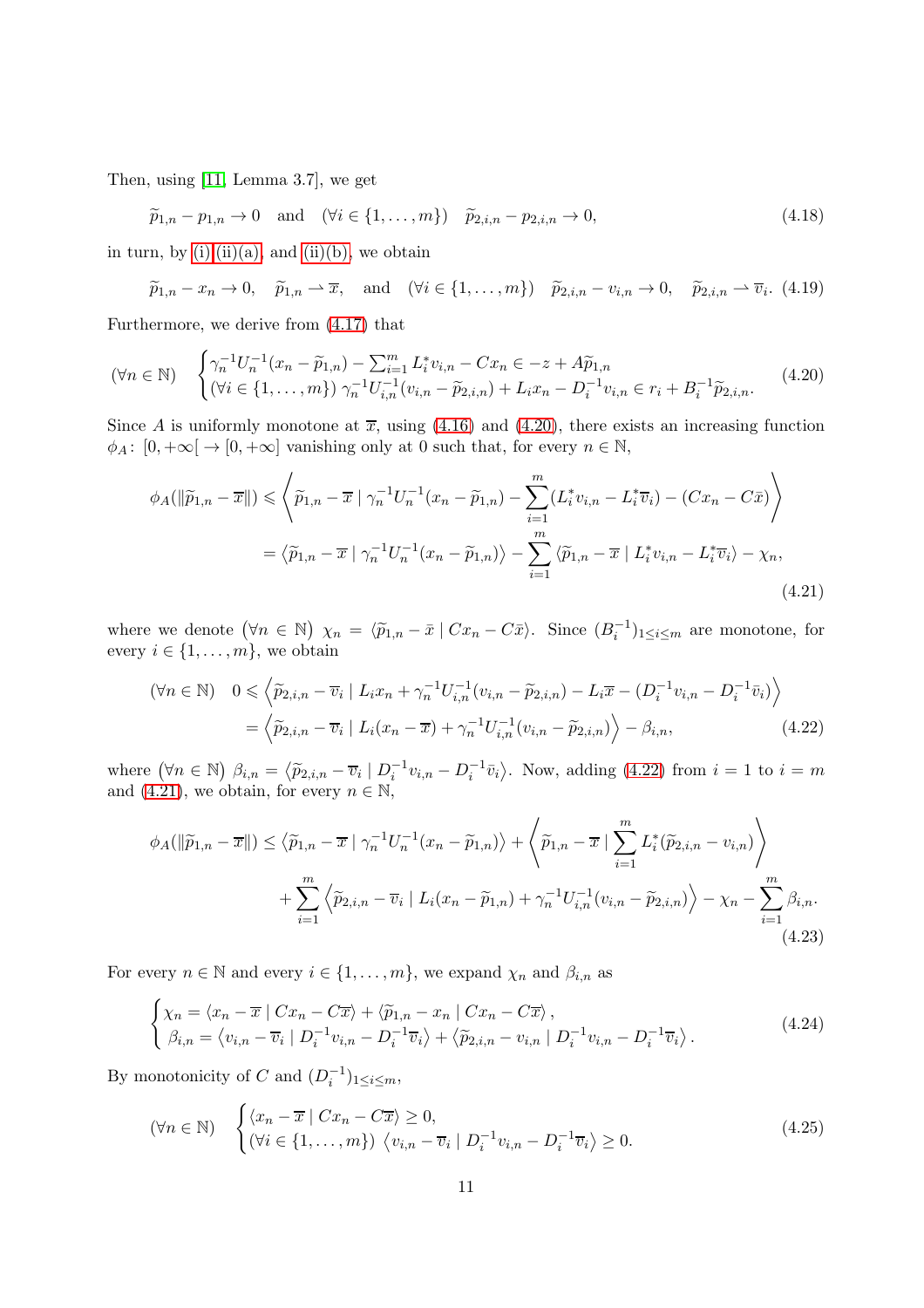Then, using [11, Lemma 3.7], we get

$$\widetilde{p}_{1,n} - p_{1,n} \to 0 \quad \text{and} \quad (\forall i \in \{1,\ldots,m\}) \quad \widetilde{p}_{2,i,n} - p_{2,i,n} \to 0, \tag{4.18}$$

in turn, by (i),(ii)(a), and (ii)(b), we obtain

$$\widetilde{p}_{1,n} - x_n \to 0, \quad \widetilde{p}_{1,n} \rightharpoonup \overline{x}, \quad \text{and} \quad (\forall i \in \{1,\ldots,m\}) \quad \widetilde{p}_{2,i,n} - v_{i,n} \to 0, \quad \widetilde{p}_{2,i,n} \rightharpoonup \overline{v}_i. \tag{4.19}$$

Furthermore, we derive from (4.17) that

$$(\forall n \in \mathbb{N}) \quad \begin{cases} \gamma_n^{-1} U_n^{-1}(x_n - \widetilde{p}_{1,n}) - \sum_{i=1}^m L_i^* v_{i,n} - C x_n \in -z + A\widetilde{p}_{1,n} \\ (\forall i \in \{1,\ldots,m\})\ \gamma_n^{-1} U_{i,n}^{-1}(v_{i,n} - \widetilde{p}_{2,i,n}) + L_i x_n - D_i^{-1} v_{i,n} \in r_i + B_i^{-1} \widetilde{p}_{2,i,n}. \end{cases} \tag{4.20}$$

Since $A$ is uniformly monotone at $\overline{x}$, using (4.16) and (4.20), there exists an increasing function $\phi_A\colon [0,+\infty[ \to [0,+\infty]$ vanishing only at 0 such that, for every $n \in \mathbb{N}$,

$$\begin{aligned} \phi_A(\|\widetilde{p}_{1,n} - \overline{x}\|) &\leqslant \left\langle \widetilde{p}_{1,n} - \overline{x} \mid \gamma_n^{-1} U_n^{-1}(x_n - \widetilde{p}_{1,n}) - \sum_{i=1}^m (L_i^* v_{i,n} - L_i^* \overline{v}_i) - (C x_n - C\overline{x}) \right\rangle \\ &= \left\langle \widetilde{p}_{1,n} - \overline{x} \mid \gamma_n^{-1} U_n^{-1}(x_n - \widetilde{p}_{1,n}) \right\rangle - \sum_{i=1}^m \left\langle \widetilde{p}_{1,n} - \overline{x} \mid L_i^* v_{i,n} - L_i^* \overline{v}_i \right\rangle - \chi_n, \end{aligned} \tag{4.21}$$

where we denote $(\forall n \in \mathbb{N})$ $\chi_n = \langle \widetilde{p}_{1,n} - \bar{x} \mid C x_n - C\bar{x} \rangle$. Since $(B_i^{-1})_{1 \leq i \leq m}$ are monotone, for every $i \in \{1,\ldots,m\}$, we obtain

$$\begin{aligned} (\forall n \in \mathbb{N}) \quad 0 &\leqslant \left\langle \widetilde{p}_{2,i,n} - \overline{v}_i \mid L_i x_n + \gamma_n^{-1} U_{i,n}^{-1}(v_{i,n} - \widetilde{p}_{2,i,n}) - L_i \overline{x} - (D_i^{-1} v_{i,n} - D_i^{-1} \bar{v}_i) \right\rangle \\ &= \left\langle \widetilde{p}_{2,i,n} - \overline{v}_i \mid L_i(x_n - \overline{x}) + \gamma_n^{-1} U_{i,n}^{-1}(v_{i,n} - \widetilde{p}_{2,i,n}) \right\rangle - \beta_{i,n}, \end{aligned} \tag{4.22}$$

where $(\forall n \in \mathbb{N})$ $\beta_{i,n} = \langle \widetilde{p}_{2,i,n} - \overline{v}_i \mid D_i^{-1} v_{i,n} - D_i^{-1} \bar{v}_i \rangle$. Now, adding (4.22) from $i = 1$ to $i = m$ and (4.21), we obtain, for every $n \in \mathbb{N}$,

$$\begin{aligned} \phi_A(\|\widetilde{p}_{1,n} - \overline{x}\|) \leq{}& \left\langle \widetilde{p}_{1,n} - \overline{x} \mid \gamma_n^{-1} U_n^{-1}(x_n - \widetilde{p}_{1,n}) \right\rangle + \left\langle \widetilde{p}_{1,n} - \overline{x} \mid \sum_{i=1}^m L_i^*(\widetilde{p}_{2,i,n} - v_{i,n}) \right\rangle \\ &+ \sum_{i=1}^m \left\langle \widetilde{p}_{2,i,n} - \overline{v}_i \mid L_i(x_n - \widetilde{p}_{1,n}) + \gamma_n^{-1} U_{i,n}^{-1}(v_{i,n} - \widetilde{p}_{2,i,n}) \right\rangle - \chi_n - \sum_{i=1}^m \beta_{i,n}. \end{aligned} \tag{4.23}$$

For every $n \in \mathbb{N}$ and every $i \in \{1,\ldots,m\}$, we expand $\chi_n$ and $\beta_{i,n}$ as

$$\begin{cases} \chi_n = \langle x_n - \overline{x} \mid C x_n - C\overline{x} \rangle + \langle \widetilde{p}_{1,n} - x_n \mid C x_n - C\overline{x} \rangle, \\ \beta_{i,n} = \langle v_{i,n} - \overline{v}_i \mid D_i^{-1} v_{i,n} - D_i^{-1} \overline{v}_i \rangle + \langle \widetilde{p}_{2,i,n} - v_{i,n} \mid D_i^{-1} v_{i,n} - D_i^{-1} \overline{v}_i \rangle. \end{cases} \tag{4.24}$$

By monotonicity of $C$ and $(D_i^{-1})_{1 \leq i \leq m}$,

$$(\forall n \in \mathbb{N}) \quad \begin{cases} \langle x_n - \overline{x} \mid C x_n - C\overline{x} \rangle \geq 0, \\ (\forall i \in \{1,\ldots,m\})\ \langle v_{i,n} - \overline{v}_i \mid D_i^{-1} v_{i,n} - D_i^{-1} \overline{v}_i \rangle \geq 0. \end{cases} \tag{4.25}$$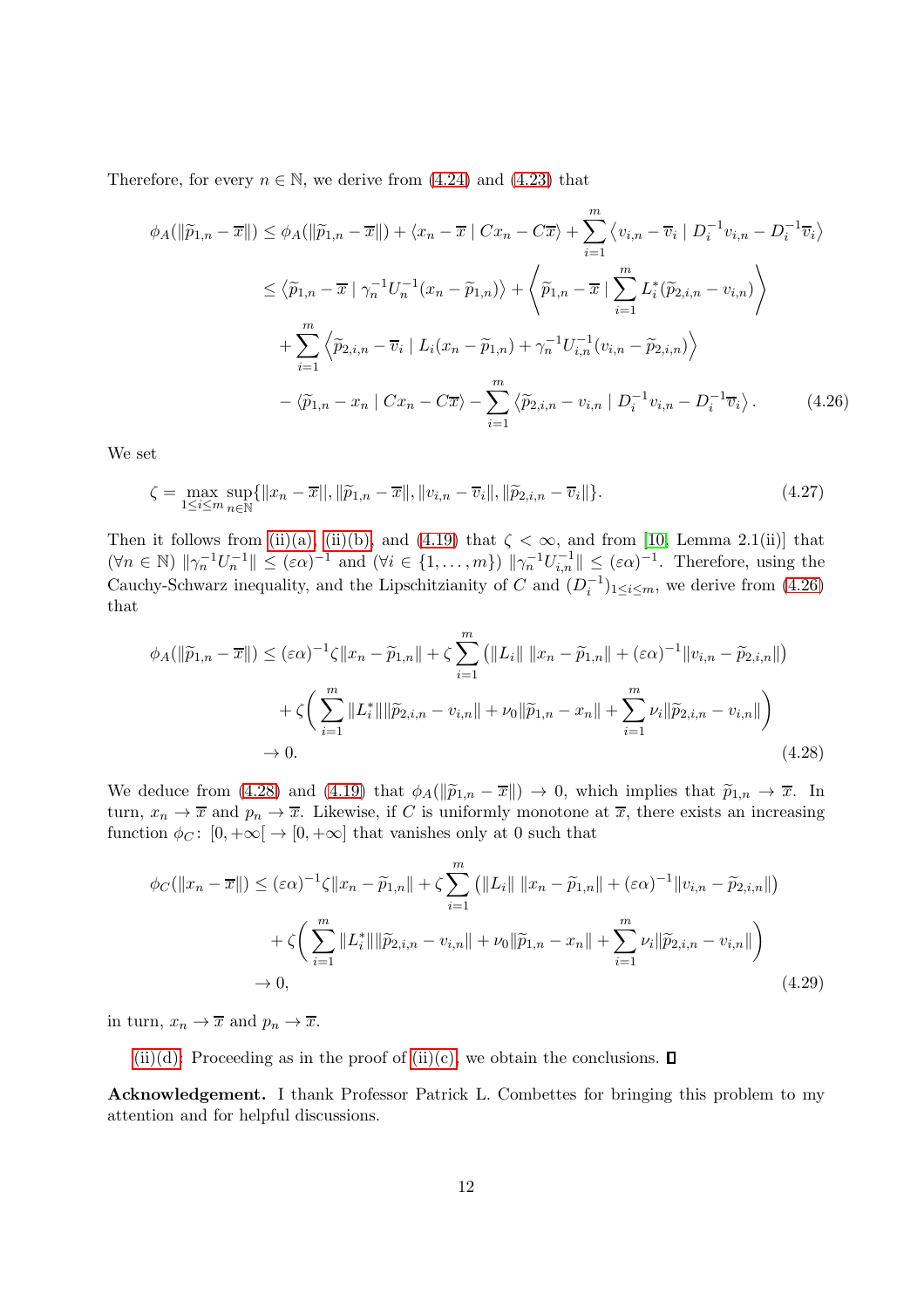Therefore, for every $n \in \mathbb{N}$, we derive from (4.24) and (4.23) that

$$
\begin{aligned}
\phi_A(\|\widetilde{p}_{1,n} - \overline{x}\|) &\leq \phi_A(\|\widetilde{p}_{1,n} - \overline{x}\|) + \langle x_n - \overline{x} \mid Cx_n - C\overline{x}\rangle + \sum_{i=1}^m \left\langle v_{i,n} - \overline{v}_i \mid D_i^{-1} v_{i,n} - D_i^{-1}\overline{v}_i\right\rangle \\
&\leq \left\langle \widetilde{p}_{1,n} - \overline{x} \mid \gamma_n^{-1} U_n^{-1}(x_n - \widetilde{p}_{1,n})\right\rangle + \left\langle \widetilde{p}_{1,n} - \overline{x} \;\Big|\; \sum_{i=1}^m L_i^*(\widetilde{p}_{2,i,n} - v_{i,n})\right\rangle \\
&\quad + \sum_{i=1}^m \left\langle \widetilde{p}_{2,i,n} - \overline{v}_i \mid L_i(x_n - \widetilde{p}_{1,n}) + \gamma_n^{-1} U_{i,n}^{-1}(v_{i,n} - \widetilde{p}_{2,i,n})\right\rangle \\
&\quad - \langle \widetilde{p}_{1,n} - x_n \mid Cx_n - C\overline{x}\rangle - \sum_{i=1}^m \left\langle \widetilde{p}_{2,i,n} - v_{i,n} \mid D_i^{-1} v_{i,n} - D_i^{-1}\overline{v}_i\right\rangle. \qquad (4.26)
\end{aligned}
$$

We set

$$
\zeta = \max_{1\leq i\leq m} \sup_{n\in\mathbb{N}} \{\|x_n - \overline{x}\|, \|\widetilde{p}_{1,n} - \overline{x}\|, \|v_{i,n} - \overline{v}_i\|, \|\widetilde{p}_{2,i,n} - \overline{v}_i\|\}. \qquad (4.27)
$$

Then it follows from (ii)(a), (ii)(b), and (4.19) that $\zeta < \infty$, and from [10, Lemma 2.1(ii)] that $(\forall n \in \mathbb{N})\ \|\gamma_n^{-1} U_n^{-1}\| \leq (\varepsilon\alpha)^{-1}$ and $(\forall i \in \{1,\ldots,m\})\ \|\gamma_n^{-1} U_{i,n}^{-1}\| \leq (\varepsilon\alpha)^{-1}$. Therefore, using the Cauchy-Schwarz inequality, and the Lipschitzianity of $C$ and $(D_i^{-1})_{1\leq i\leq m}$, we derive from (4.26) that

$$
\begin{aligned}
\phi_A(\|\widetilde{p}_{1,n} - \overline{x}\|) &\leq (\varepsilon\alpha)^{-1}\zeta\|x_n - \widetilde{p}_{1,n}\| + \zeta \sum_{i=1}^m \left(\|L_i\|\,\|x_n - \widetilde{p}_{1,n}\| + (\varepsilon\alpha)^{-1}\|v_{i,n} - \widetilde{p}_{2,i,n}\|\right) \\
&\quad + \zeta\bigg(\sum_{i=1}^m \|L_i^*\|\|\widetilde{p}_{2,i,n} - v_{i,n}\| + \nu_0\|\widetilde{p}_{1,n} - x_n\| + \sum_{i=1}^m \nu_i\|\widetilde{p}_{2,i,n} - v_{i,n}\|\bigg) \\
&\to 0. \qquad (4.28)
\end{aligned}
$$

We deduce from (4.28) and (4.19) that $\phi_A(\|\widetilde{p}_{1,n} - \overline{x}\|) \to 0$, which implies that $\widetilde{p}_{1,n} \to \overline{x}$. In turn, $x_n \to \overline{x}$ and $p_n \to \overline{x}$. Likewise, if $C$ is uniformly monotone at $\overline{x}$, there exists an increasing function $\phi_C\colon [0,+\infty[\, \to [0,+\infty]$ that vanishes only at 0 such that

$$
\begin{aligned}
\phi_C(\|x_n - \overline{x}\|) &\leq (\varepsilon\alpha)^{-1}\zeta\|x_n - \widetilde{p}_{1,n}\| + \zeta \sum_{i=1}^m \left(\|L_i\|\,\|x_n - \widetilde{p}_{1,n}\| + (\varepsilon\alpha)^{-1}\|v_{i,n} - \widetilde{p}_{2,i,n}\|\right) \\
&\quad + \zeta\bigg(\sum_{i=1}^m \|L_i^*\|\|\widetilde{p}_{2,i,n} - v_{i,n}\| + \nu_0\|\widetilde{p}_{1,n} - x_n\| + \sum_{i=1}^m \nu_i\|\widetilde{p}_{2,i,n} - v_{i,n}\|\bigg) \\
&\to 0, \qquad (4.29)
\end{aligned}
$$

in turn, $x_n \to \overline{x}$ and $p_n \to \overline{x}$.

(ii)(d): Proceeding as in the proof of (ii)(c), we obtain the conclusions. ∎

**Acknowledgement.** I thank Professor Patrick L. Combettes for bringing this problem to my attention and for helpful discussions.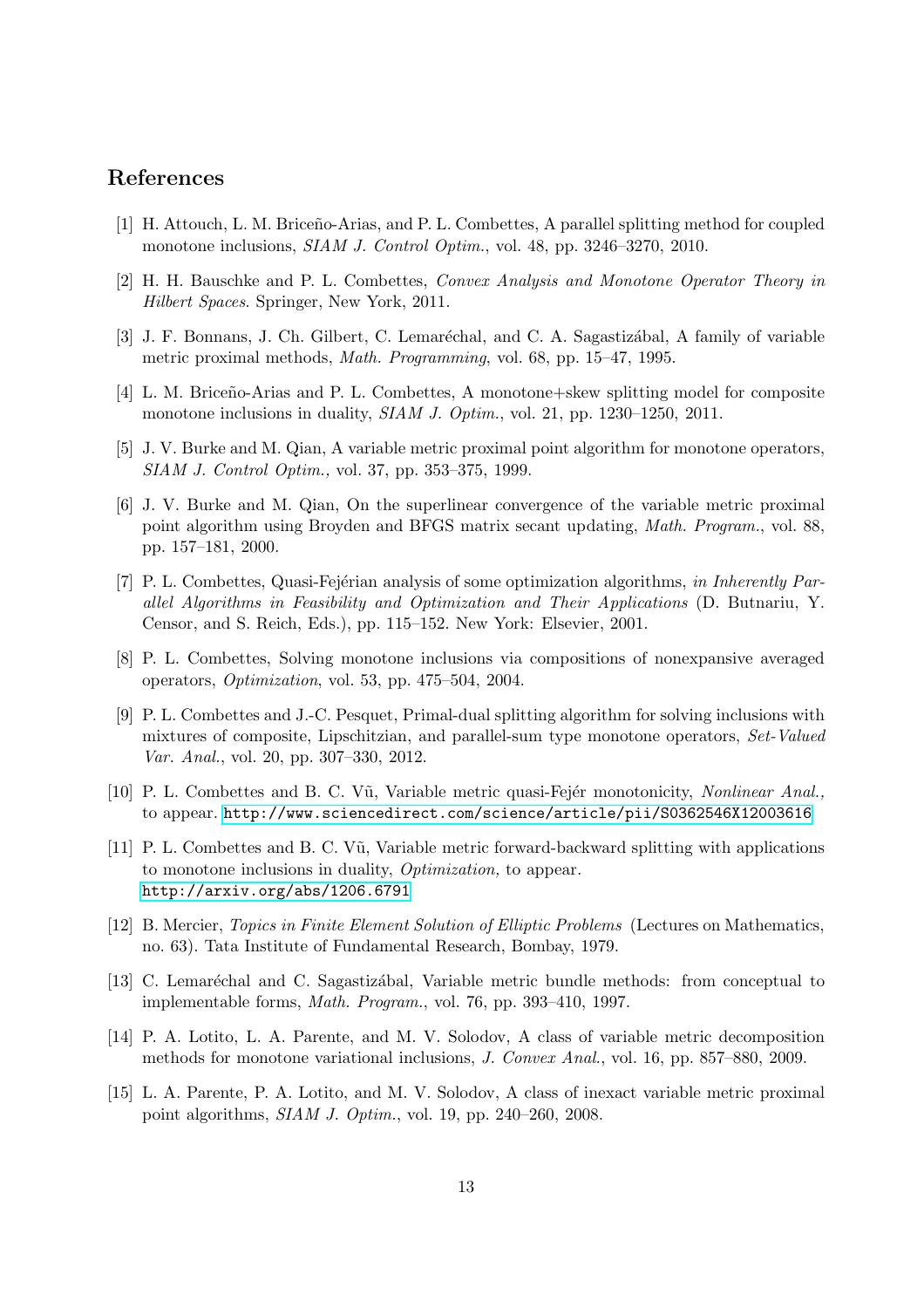## References

[1] H. Attouch, L. M. Briceño-Arias, and P. L. Combettes, A parallel splitting method for coupled monotone inclusions, *SIAM J. Control Optim.*, vol. 48, pp. 3246–3270, 2010.

[2] H. H. Bauschke and P. L. Combettes, *Convex Analysis and Monotone Operator Theory in Hilbert Spaces*. Springer, New York, 2011.

[3] J. F. Bonnans, J. Ch. Gilbert, C. Lemaréchal, and C. A. Sagastizábal, A family of variable metric proximal methods, *Math. Programming*, vol. 68, pp. 15–47, 1995.

[4] L. M. Briceño-Arias and P. L. Combettes, A monotone+skew splitting model for composite monotone inclusions in duality, *SIAM J. Optim.*, vol. 21, pp. 1230–1250, 2011.

[5] J. V. Burke and M. Qian, A variable metric proximal point algorithm for monotone operators, *SIAM J. Control Optim.,* vol. 37, pp. 353–375, 1999.

[6] J. V. Burke and M. Qian, On the superlinear convergence of the variable metric proximal point algorithm using Broyden and BFGS matrix secant updating, *Math. Program.*, vol. 88, pp. 157–181, 2000.

[7] P. L. Combettes, Quasi-Fejérian analysis of some optimization algorithms, *in Inherently Parallel Algorithms in Feasibility and Optimization and Their Applications* (D. Butnariu, Y. Censor, and S. Reich, Eds.), pp. 115–152. New York: Elsevier, 2001.

[8] P. L. Combettes, Solving monotone inclusions via compositions of nonexpansive averaged operators, *Optimization*, vol. 53, pp. 475–504, 2004.

[9] P. L. Combettes and J.-C. Pesquet, Primal-dual splitting algorithm for solving inclusions with mixtures of composite, Lipschitzian, and parallel-sum type monotone operators, *Set-Valued Var. Anal.*, vol. 20, pp. 307–330, 2012.

[10] P. L. Combettes and B. C. Vũ, Variable metric quasi-Fejér monotonicity, *Nonlinear Anal.,* to appear. http://www.sciencedirect.com/science/article/pii/S0362546X12003616

[11] P. L. Combettes and B. C. Vũ, Variable metric forward-backward splitting with applications to monotone inclusions in duality, *Optimization,* to appear. http://arxiv.org/abs/1206.6791

[12] B. Mercier, *Topics in Finite Element Solution of Elliptic Problems* (Lectures on Mathematics, no. 63). Tata Institute of Fundamental Research, Bombay, 1979.

[13] C. Lemaréchal and C. Sagastizábal, Variable metric bundle methods: from conceptual to implementable forms, *Math. Program.*, vol. 76, pp. 393–410, 1997.

[14] P. A. Lotito, L. A. Parente, and M. V. Solodov, A class of variable metric decomposition methods for monotone variational inclusions, *J. Convex Anal.*, vol. 16, pp. 857–880, 2009.

[15] L. A. Parente, P. A. Lotito, and M. V. Solodov, A class of inexact variable metric proximal point algorithms, *SIAM J. Optim.*, vol. 19, pp. 240–260, 2008.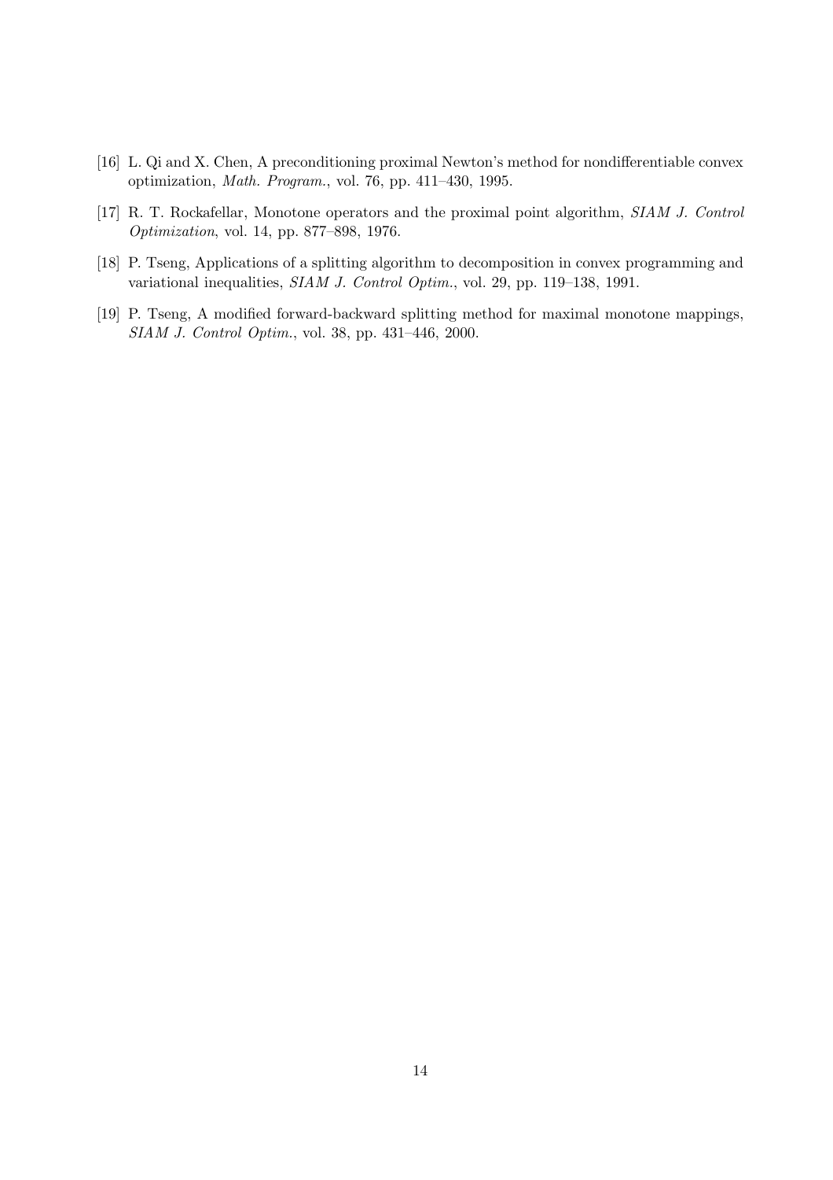[16] L. Qi and X. Chen, A preconditioning proximal Newton's method for nondifferentiable convex optimization, *Math. Program.*, vol. 76, pp. 411–430, 1995.

[17] R. T. Rockafellar, Monotone operators and the proximal point algorithm, *SIAM J. Control Optimization*, vol. 14, pp. 877–898, 1976.

[18] P. Tseng, Applications of a splitting algorithm to decomposition in convex programming and variational inequalities, *SIAM J. Control Optim.*, vol. 29, pp. 119–138, 1991.

[19] P. Tseng, A modified forward-backward splitting method for maximal monotone mappings, *SIAM J. Control Optim.*, vol. 38, pp. 431–446, 2000.